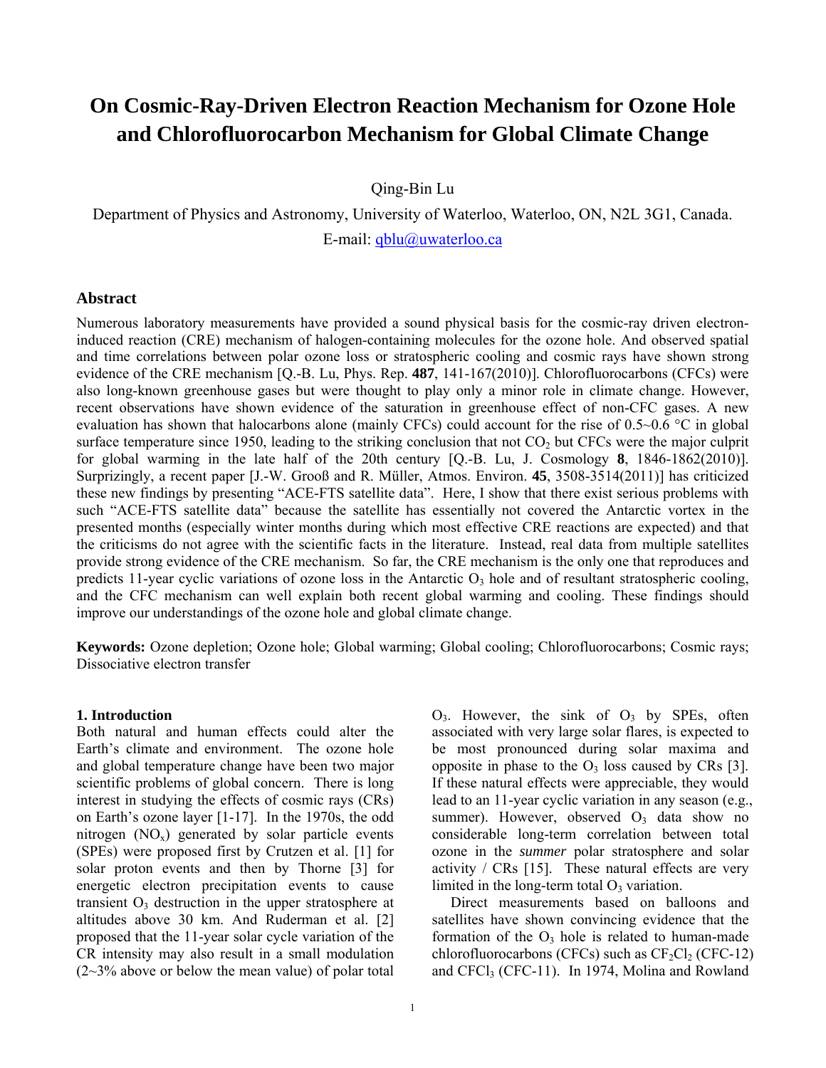# On Cosmic-Ray-Driven Electron Reaction Mechanism for Ozone Hole and Chlorofluorocarbon Mechanism for Global Climate Change

Qing-Bin Lu

Department of Physics and Astronomy, University of Waterloo, Waterloo, ON, N2L 3G1, Canada.

E-mail: qblu@uwaterloo.ca

## Abstract

Numerous laboratory measurements have provided a sound physical basis for the cosmic-ray driven electron-induced reaction (CRE) mechanism of halogen-containing molecules for the ozone hole. And observed spatial and time correlations between polar ozone loss or stratospheric cooling and cosmic rays have shown strong evidence of the CRE mechanism [Q.-B. Lu, Phys. Rep. **487**, 141-167(2010)]. Chlorofluorocarbons (CFCs) were also long-known greenhouse gases but were thought to play only a minor role in climate change. However, recent observations have shown evidence of the saturation in greenhouse effect of non-CFC gases. A new evaluation has shown that halocarbons alone (mainly CFCs) could account for the rise of 0.5~0.6 °C in global surface temperature since 1950, leading to the striking conclusion that not $CO_2$ but CFCs were the major culprit for global warming in the late half of the 20th century [Q.-B. Lu, J. Cosmology **8**, 1846-1862(2010)]. Surprizingly, a recent paper [J.-W. Grooß and R. Müller, Atmos. Environ. **45**, 3508-3514(2011)] has criticized these new findings by presenting "ACE-FTS satellite data". Here, I show that there exist serious problems with such "ACE-FTS satellite data" because the satellite has essentially not covered the Antarctic vortex in the presented months (especially winter months during which most effective CRE reactions are expected) and that the criticisms do not agree with the scientific facts in the literature. Instead, real data from multiple satellites provide strong evidence of the CRE mechanism. So far, the CRE mechanism is the only one that reproduces and predicts 11-year cyclic variations of ozone loss in the Antarctic $O_3$ hole and of resultant stratospheric cooling, and the CFC mechanism can well explain both recent global warming and cooling. These findings should improve our understandings of the ozone hole and global climate change.

**Keywords:** Ozone depletion; Ozone hole; Global warming; Global cooling; Chlorofluorocarbons; Cosmic rays; Dissociative electron transfer

### 1. Introduction

Both natural and human effects could alter the Earth's climate and environment. The ozone hole and global temperature change have been two major scientific problems of global concern. There is long interest in studying the effects of cosmic rays (CRs) on Earth's ozone layer [1-17]. In the 1970s, the odd nitrogen ($NO_x$) generated by solar particle events (SPEs) were proposed first by Crutzen et al. [1] for solar proton events and then by Thorne [3] for energetic electron precipitation events to cause transient $O_3$ destruction in the upper stratosphere at altitudes above 30 km. And Ruderman et al. [2] proposed that the 11-year solar cycle variation of the CR intensity may also result in a small modulation (2~3% above or below the mean value) of polar total $O_3$. However, the sink of $O_3$ by SPEs, often associated with very large solar flares, is expected to be most pronounced during solar maxima and opposite in phase to the $O_3$ loss caused by CRs [3]. If these natural effects were appreciable, they would lead to an 11-year cyclic variation in any season (e.g., summer). However, observed $O_3$ data show no considerable long-term correlation between total ozone in the *summer* polar stratosphere and solar activity / CRs [15]. These natural effects are very limited in the long-term total $O_3$ variation.

Direct measurements based on balloons and satellites have shown convincing evidence that the formation of the $O_3$ hole is related to human-made chlorofluorocarbons (CFCs) such as $CF_2Cl_2$ (CFC-12) and $CFCl_3$ (CFC-11). In 1974, Molina and Rowland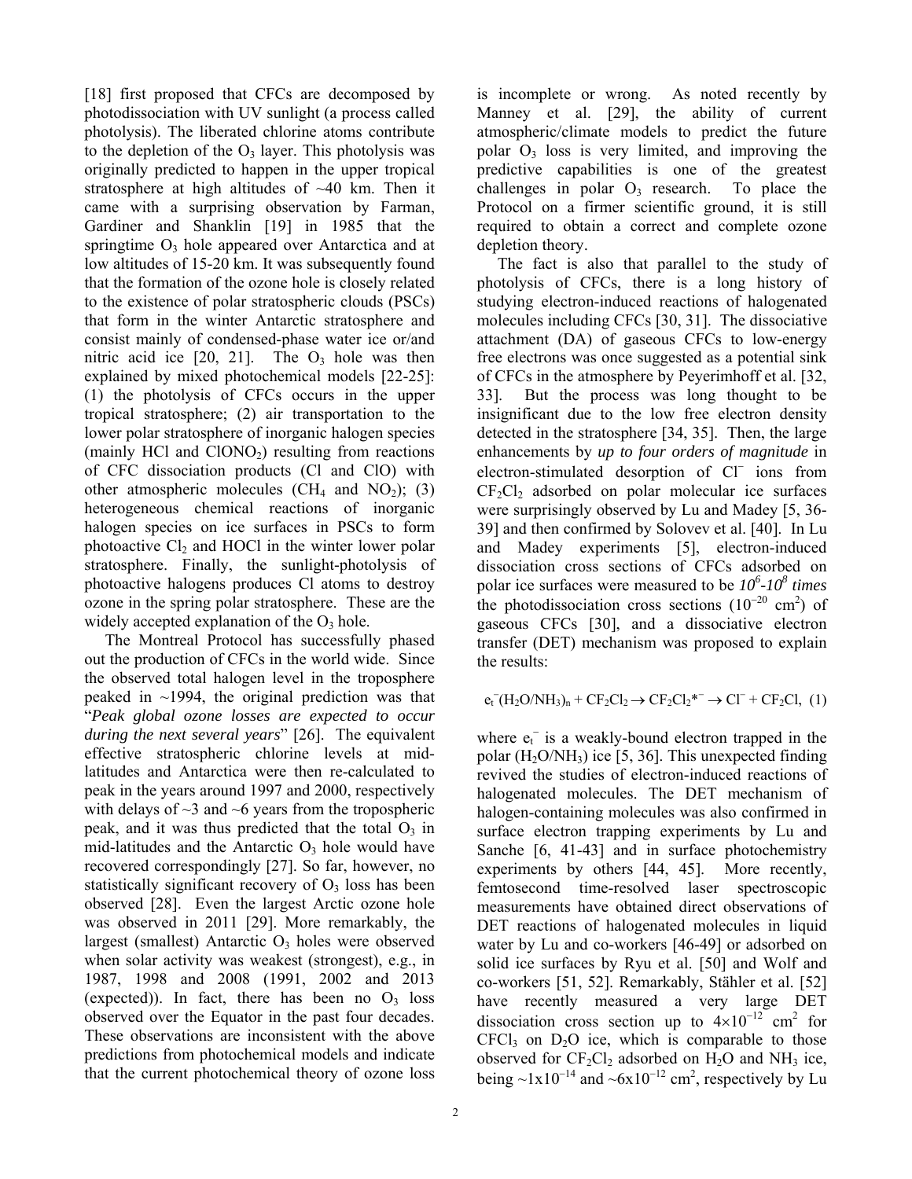[18] first proposed that CFCs are decomposed by photodissociation with UV sunlight (a process called photolysis). The liberated chlorine atoms contribute to the depletion of the $O_3$ layer. This photolysis was originally predicted to happen in the upper tropical stratosphere at high altitudes of ~40 km. Then it came with a surprising observation by Farman, Gardiner and Shanklin [19] in 1985 that the springtime $O_3$ hole appeared over Antarctica and at low altitudes of 15-20 km. It was subsequently found that the formation of the ozone hole is closely related to the existence of polar stratospheric clouds (PSCs) that form in the winter Antarctic stratosphere and consist mainly of condensed-phase water ice or/and nitric acid ice [20, 21]. The $O_3$ hole was then explained by mixed photochemical models [22-25]: (1) the photolysis of CFCs occurs in the upper tropical stratosphere; (2) air transportation to the lower polar stratosphere of inorganic halogen species (mainly HCl and $ClONO_2$) resulting from reactions of CFC dissociation products (Cl and ClO) with other atmospheric molecules ($CH_4$ and $NO_2$); (3) heterogeneous chemical reactions of inorganic halogen species on ice surfaces in PSCs to form photoactive $Cl_2$ and HOCl in the winter lower polar stratosphere. Finally, the sunlight-photolysis of photoactive halogens produces Cl atoms to destroy ozone in the spring polar stratosphere. These are the widely accepted explanation of the $O_3$ hole.

The Montreal Protocol has successfully phased out the production of CFCs in the world wide. Since the observed total halogen level in the troposphere peaked in ~1994, the original prediction was that "*Peak global ozone losses are expected to occur during the next several years*" [26]. The equivalent effective stratospheric chlorine levels at mid-latitudes and Antarctica were then re-calculated to peak in the years around 1997 and 2000, respectively with delays of ~3 and ~6 years from the tropospheric peak, and it was thus predicted that the total $O_3$ in mid-latitudes and the Antarctic $O_3$ hole would have recovered correspondingly [27]. So far, however, no statistically significant recovery of $O_3$ loss has been observed [28]. Even the largest Arctic ozone hole was observed in 2011 [29]. More remarkably, the largest (smallest) Antarctic $O_3$ holes were observed when solar activity was weakest (strongest), e.g., in 1987, 1998 and 2008 (1991, 2002 and 2013 (expected)). In fact, there has been no $O_3$ loss observed over the Equator in the past four decades. These observations are inconsistent with the above predictions from photochemical models and indicate that the current photochemical theory of ozone loss is incomplete or wrong. As noted recently by Manney et al. [29], the ability of current atmospheric/climate models to predict the future polar $O_3$ loss is very limited, and improving the predictive capabilities is one of the greatest challenges in polar $O_3$ research. To place the Protocol on a firmer scientific ground, it is still required to obtain a correct and complete ozone depletion theory.

The fact is also that parallel to the study of photolysis of CFCs, there is a long history of studying electron-induced reactions of halogenated molecules including CFCs [30, 31]. The dissociative attachment (DA) of gaseous CFCs to low-energy free electrons was once suggested as a potential sink of CFCs in the atmosphere by Peyerimhoff et al. [32, 33]. But the process was long thought to be insignificant due to the low free electron density detected in the stratosphere [34, 35]. Then, the large enhancements by *up to four orders of magnitude* in electron-stimulated desorption of $Cl^-$ ions from $CF_2Cl_2$ adsorbed on polar molecular ice surfaces were surprisingly observed by Lu and Madey [5, 36-39] and then confirmed by Solovev et al. [40]. In Lu and Madey experiments [5], electron-induced dissociation cross sections of CFCs adsorbed on polar ice surfaces were measured to be *$10^6$-$10^8$ times* the photodissociation cross sections ($10^{-20}$ cm$^2$) of gaseous CFCs [30], and a dissociative electron transfer (DET) mechanism was proposed to explain the results:

$$e_t^-(H_2O/NH_3)_n + CF_2Cl_2 \rightarrow CF_2Cl_2^{*-} \rightarrow Cl^- + CF_2Cl, \quad (1)$$

where $e_t^-$ is a weakly-bound electron trapped in the polar ($H_2O/NH_3$) ice [5, 36]. This unexpected finding revived the studies of electron-induced reactions of halogenated molecules. The DET mechanism of halogen-containing molecules was also confirmed in surface electron trapping experiments by Lu and Sanche [6, 41-43] and in surface photochemistry experiments by others [44, 45]. More recently, femtosecond time-resolved laser spectroscopic measurements have obtained direct observations of DET reactions of halogenated molecules in liquid water by Lu and co-workers [46-49] or adsorbed on solid ice surfaces by Ryu et al. [50] and Wolf and co-workers [51, 52]. Remarkably, Stähler et al. [52] have recently measured a very large DET dissociation cross section up to $4\times10^{-12}$ cm$^2$ for $CFCl_3$ on $D_2O$ ice, which is comparable to those observed for $CF_2Cl_2$ adsorbed on $H_2O$ and $NH_3$ ice, being ~$1\times10^{-14}$ and ~$6\times10^{-12}$ cm$^2$, respectively by Lu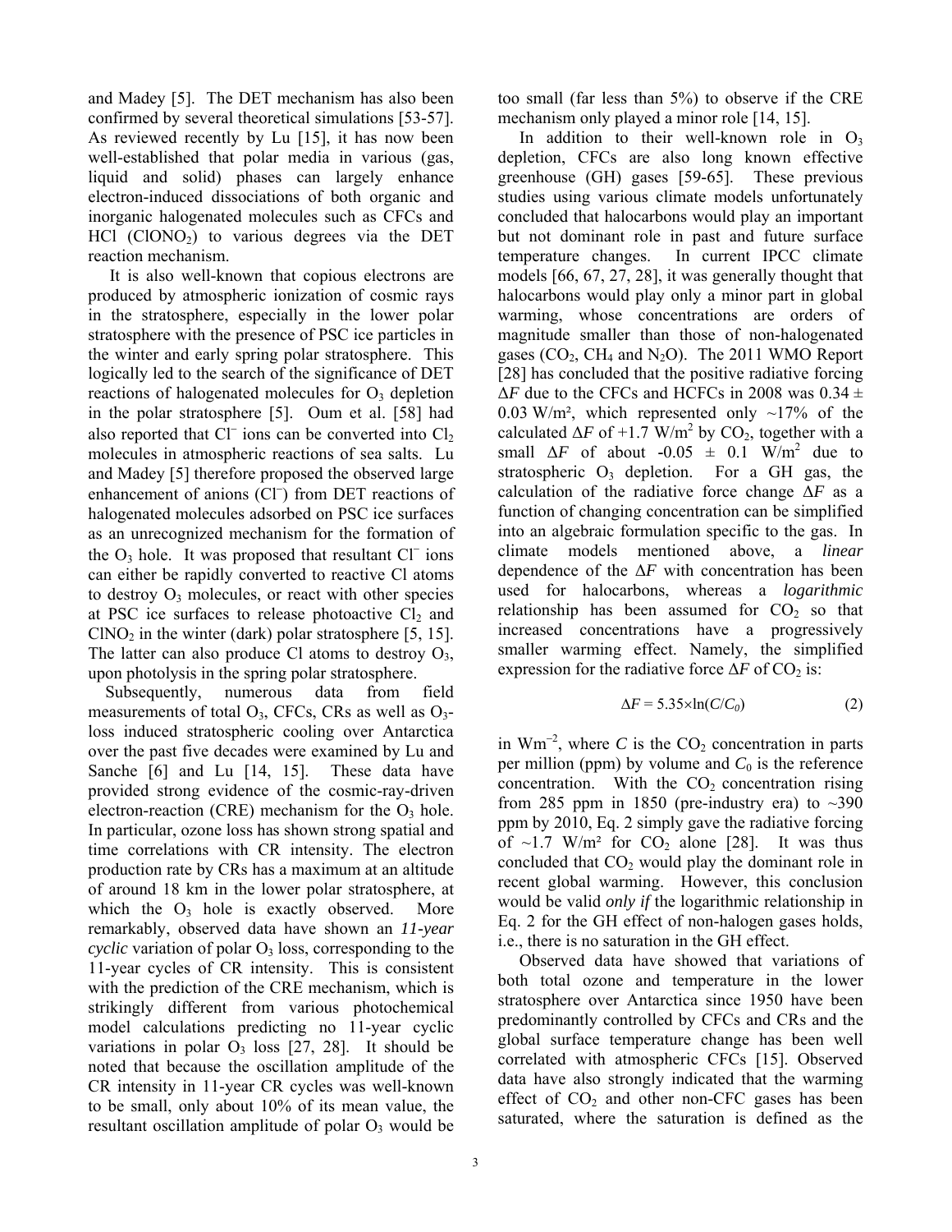and Madey [5]. The DET mechanism has also been confirmed by several theoretical simulations [53-57]. As reviewed recently by Lu [15], it has now been well-established that polar media in various (gas, liquid and solid) phases can largely enhance electron-induced dissociations of both organic and inorganic halogenated molecules such as CFCs and HCl ($ClONO_2$) to various degrees via the DET reaction mechanism.

It is also well-known that copious electrons are produced by atmospheric ionization of cosmic rays in the stratosphere, especially in the lower polar stratosphere with the presence of PSC ice particles in the winter and early spring polar stratosphere. This logically led to the search of the significance of DET reactions of halogenated molecules for $O_3$ depletion in the polar stratosphere [5]. Oum et al. [58] had also reported that $Cl^-$ ions can be converted into $Cl_2$ molecules in atmospheric reactions of sea salts. Lu and Madey [5] therefore proposed the observed large enhancement of anions ($Cl^-$) from DET reactions of halogenated molecules adsorbed on PSC ice surfaces as an unrecognized mechanism for the formation of the $O_3$ hole. It was proposed that resultant $Cl^-$ ions can either be rapidly converted to reactive Cl atoms to destroy $O_3$ molecules, or react with other species at PSC ice surfaces to release photoactive $Cl_2$ and $ClNO_2$ in the winter (dark) polar stratosphere [5, 15]. The latter can also produce Cl atoms to destroy $O_3$, upon photolysis in the spring polar stratosphere.

Subsequently, numerous data from field measurements of total $O_3$, CFCs, CRs as well as $O_3$-loss induced stratospheric cooling over Antarctica over the past five decades were examined by Lu and Sanche [6] and Lu [14, 15]. These data have provided strong evidence of the cosmic-ray-driven electron-reaction (CRE) mechanism for the $O_3$ hole. In particular, ozone loss has shown strong spatial and time correlations with CR intensity. The electron production rate by CRs has a maximum at an altitude of around 18 km in the lower polar stratosphere, at which the $O_3$ hole is exactly observed. More remarkably, observed data have shown an *11-year cyclic* variation of polar $O_3$ loss, corresponding to the 11-year cycles of CR intensity. This is consistent with the prediction of the CRE mechanism, which is strikingly different from various photochemical model calculations predicting no 11-year cyclic variations in polar $O_3$ loss [27, 28]. It should be noted that because the oscillation amplitude of the CR intensity in 11-year CR cycles was well-known to be small, only about 10% of its mean value, the resultant oscillation amplitude of polar $O_3$ would be too small (far less than 5%) to observe if the CRE mechanism only played a minor role [14, 15].

In addition to their well-known role in $O_3$ depletion, CFCs are also long known effective greenhouse (GH) gases [59-65]. These previous studies using various climate models unfortunately concluded that halocarbons would play an important but not dominant role in past and future surface temperature changes. In current IPCC climate models [66, 67, 27, 28], it was generally thought that halocarbons would play only a minor part in global warming, whose concentrations are orders of magnitude smaller than those of non-halogenated gases ($CO_2$, $CH_4$ and $N_2O$). The 2011 WMO Report [28] has concluded that the positive radiative forcing $\Delta F$ due to the CFCs and HCFCs in 2008 was $0.34 \pm 0.03$ W/m², which represented only ~17% of the calculated $\Delta F$ of +1.7 W/m² by $CO_2$, together with a small $\Delta F$ of about $-0.05 \pm 0.1$ W/m² due to stratospheric $O_3$ depletion. For a GH gas, the calculation of the radiative force change $\Delta F$ as a function of changing concentration can be simplified into an algebraic formulation specific to the gas. In climate models mentioned above, a *linear* dependence of the $\Delta F$ with concentration has been used for halocarbons, whereas a *logarithmic* relationship has been assumed for $CO_2$ so that increased concentrations have a progressively smaller warming effect. Namely, the simplified expression for the radiative force $\Delta F$ of $CO_2$ is:

$$\Delta F = 5.35 \times \ln(C/C_0) \tag{2}$$

in $Wm^{-2}$, where $C$ is the $CO_2$ concentration in parts per million (ppm) by volume and $C_0$ is the reference concentration. With the $CO_2$ concentration rising from 285 ppm in 1850 (pre-industry era) to ~390 ppm by 2010, Eq. 2 simply gave the radiative forcing of ~1.7 W/m² for $CO_2$ alone [28]. It was thus concluded that $CO_2$ would play the dominant role in recent global warming. However, this conclusion would be valid *only if* the logarithmic relationship in Eq. 2 for the GH effect of non-halogen gases holds, i.e., there is no saturation in the GH effect.

Observed data have showed that variations of both total ozone and temperature in the lower stratosphere over Antarctica since 1950 have been predominantly controlled by CFCs and CRs and the global surface temperature change has been well correlated with atmospheric CFCs [15]. Observed data have also strongly indicated that the warming effect of $CO_2$ and other non-CFC gases has been saturated, where the saturation is defined as the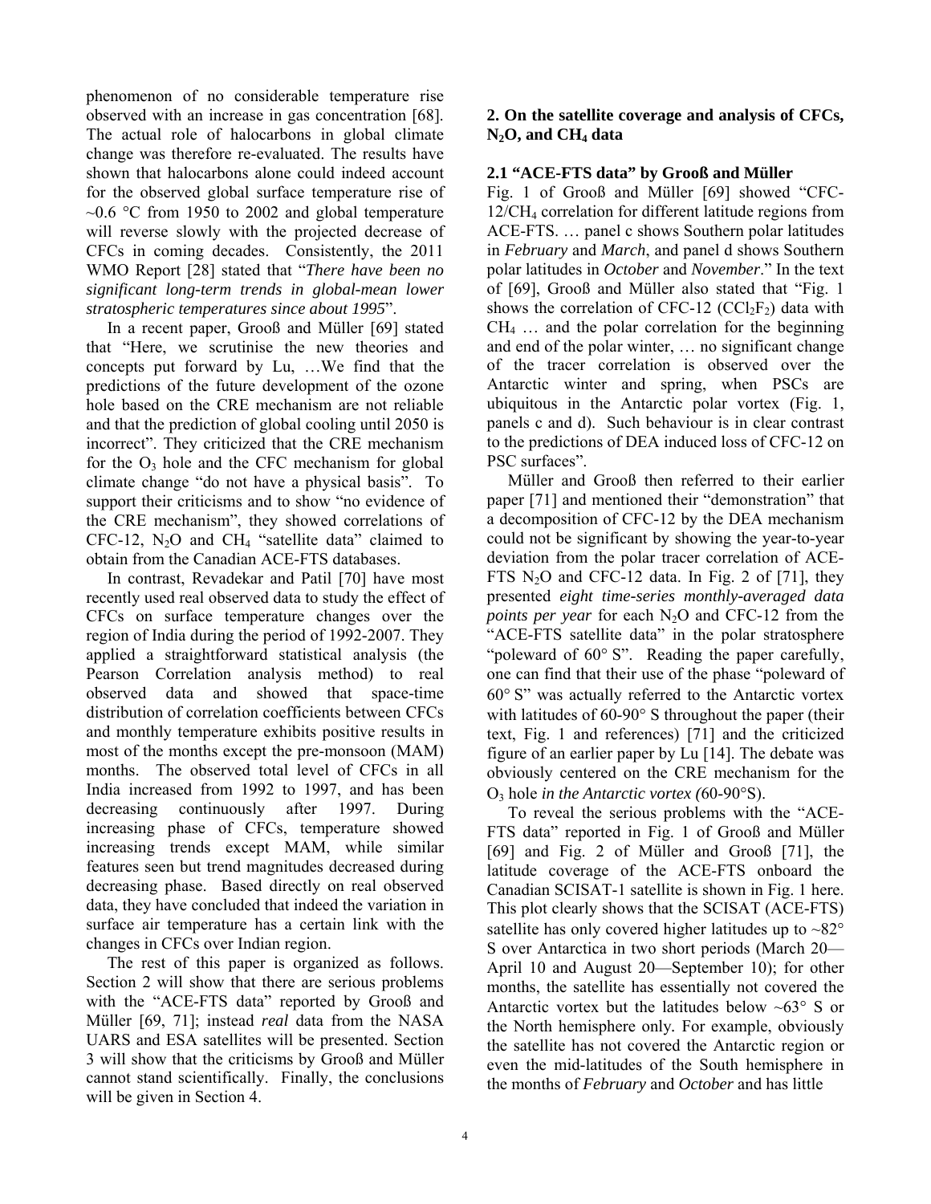phenomenon of no considerable temperature rise observed with an increase in gas concentration [68]. The actual role of halocarbons in global climate change was therefore re-evaluated. The results have shown that halocarbons alone could indeed account for the observed global surface temperature rise of ~0.6 °C from 1950 to 2002 and global temperature will reverse slowly with the projected decrease of CFCs in coming decades. Consistently, the 2011 WMO Report [28] stated that "*There have been no significant long-term trends in global-mean lower stratospheric temperatures since about 1995*".

In a recent paper, Grooß and Müller [69] stated that "Here, we scrutinise the new theories and concepts put forward by Lu, …We find that the predictions of the future development of the ozone hole based on the CRE mechanism are not reliable and that the prediction of global cooling until 2050 is incorrect". They criticized that the CRE mechanism for the $O_3$ hole and the CFC mechanism for global climate change "do not have a physical basis". To support their criticisms and to show "no evidence of the CRE mechanism", they showed correlations of CFC-12, $N_2O$ and $CH_4$ "satellite data" claimed to obtain from the Canadian ACE-FTS databases.

In contrast, Revadekar and Patil [70] have most recently used real observed data to study the effect of CFCs on surface temperature changes over the region of India during the period of 1992-2007. They applied a straightforward statistical analysis (the Pearson Correlation analysis method) to real observed data and showed that space-time distribution of correlation coefficients between CFCs and monthly temperature exhibits positive results in most of the months except the pre-monsoon (MAM) months. The observed total level of CFCs in all India increased from 1992 to 1997, and has been decreasing continuously after 1997. During increasing phase of CFCs, temperature showed increasing trends except MAM, while similar features seen but trend magnitudes decreased during decreasing phase. Based directly on real observed data, they have concluded that indeed the variation in surface air temperature has a certain link with the changes in CFCs over Indian region.

The rest of this paper is organized as follows. Section 2 will show that there are serious problems with the "ACE-FTS data" reported by Grooß and Müller [69, 71]; instead *real* data from the NASA UARS and ESA satellites will be presented. Section 3 will show that the criticisms by Grooß and Müller cannot stand scientifically. Finally, the conclusions will be given in Section 4.

## 2. On the satellite coverage and analysis of CFCs, $N_2O$, and $CH_4$ data

### 2.1 "ACE-FTS data" by Grooß and Müller

Fig. 1 of Grooß and Müller [69] showed "CFC-12/$CH_4$ correlation for different latitude regions from ACE-FTS. … panel c shows Southern polar latitudes in *February* and *March*, and panel d shows Southern polar latitudes in *October* and *November*." In the text of [69], Grooß and Müller also stated that "Fig. 1 shows the correlation of CFC-12 ($CCl_2F_2$) data with $CH_4$ … and the polar correlation for the beginning and end of the polar winter, … no significant change of the tracer correlation is observed over the Antarctic winter and spring, when PSCs are ubiquitous in the Antarctic polar vortex (Fig. 1, panels c and d). Such behaviour is in clear contrast to the predictions of DEA induced loss of CFC-12 on PSC surfaces".

Müller and Grooß then referred to their earlier paper [71] and mentioned their "demonstration" that a decomposition of CFC-12 by the DEA mechanism could not be significant by showing the year-to-year deviation from the polar tracer correlation of ACE-FTS $N_2O$ and CFC-12 data. In Fig. 2 of [71], they presented *eight time-series monthly-averaged data points per year* for each $N_2O$ and CFC-12 from the "ACE-FTS satellite data" in the polar stratosphere "poleward of 60° S". Reading the paper carefully, one can find that their use of the phase "poleward of 60° S" was actually referred to the Antarctic vortex with latitudes of 60-90° S throughout the paper (their text, Fig. 1 and references) [71] and the criticized figure of an earlier paper by Lu [14]. The debate was obviously centered on the CRE mechanism for the $O_3$ hole *in the Antarctic vortex (*60-90°S).

To reveal the serious problems with the "ACE-FTS data" reported in Fig. 1 of Grooß and Müller [69] and Fig. 2 of Müller and Grooß [71], the latitude coverage of the ACE-FTS onboard the Canadian SCISAT-1 satellite is shown in Fig. 1 here. This plot clearly shows that the SCISAT (ACE-FTS) satellite has only covered higher latitudes up to ~82° S over Antarctica in two short periods (March 20—April 10 and August 20—September 10); for other months, the satellite has essentially not covered the Antarctic vortex but the latitudes below ~63° S or the North hemisphere only. For example, obviously the satellite has not covered the Antarctic region or even the mid-latitudes of the South hemisphere in the months of *February* and *October* and has little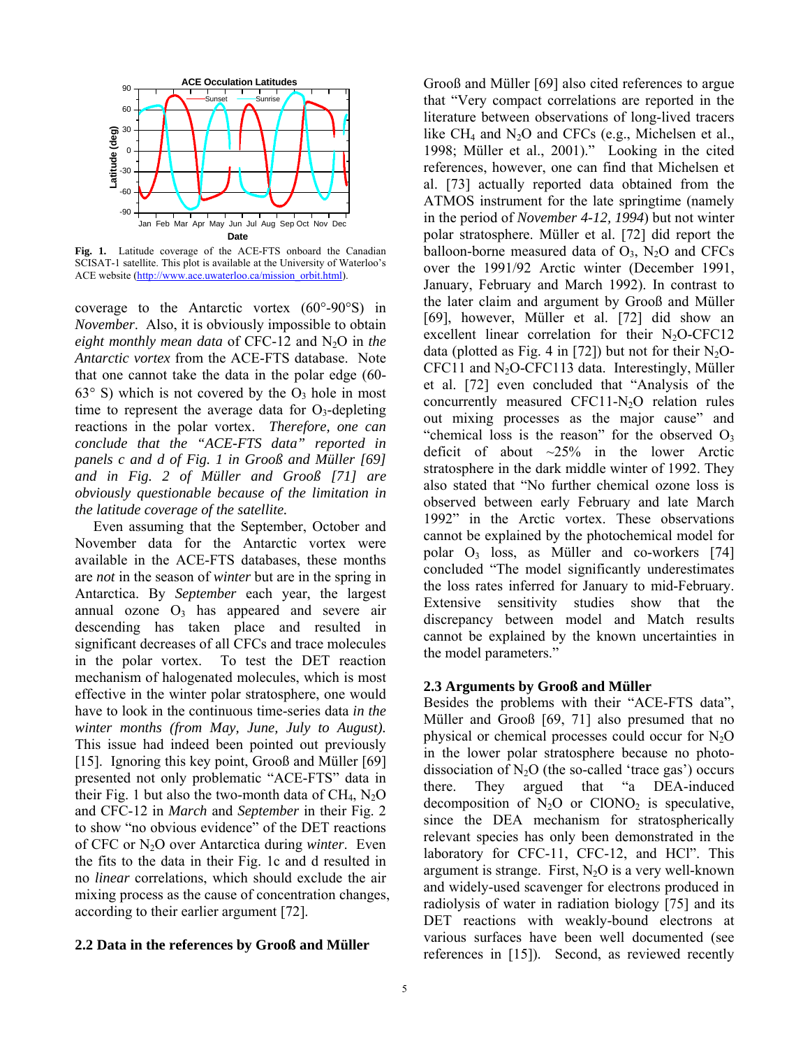Fig. 1. Latitude coverage of the ACE-FTS onboard the Canadian SCISAT-1 satellite. This plot is available at the University of Waterloo's ACE website (http://www.ace.uwaterloo.ca/mission_orbit.html).

coverage to the Antarctic vortex (60°-90°S) in *November*. Also, it is obviously impossible to obtain *eight monthly mean data* of CFC-12 and $N_2O$ in *the Antarctic vortex* from the ACE-FTS database. Note that one cannot take the data in the polar edge (60-63° S) which is not covered by the $O_3$ hole in most time to represent the average data for $O_3$-depleting reactions in the polar vortex. *Therefore, one can conclude that the "ACE-FTS data" reported in panels c and d of Fig. 1 in Grooß and Müller [69] and in Fig. 2 of Müller and Grooß [71] are obviously questionable because of the limitation in the latitude coverage of the satellite.*

Even assuming that the September, October and November data for the Antarctic vortex were available in the ACE-FTS databases, these months are *not* in the season of *winter* but are in the spring in Antarctica. By *September* each year, the largest annual ozone $O_3$ has appeared and severe air descending has taken place and resulted in significant decreases of all CFCs and trace molecules in the polar vortex. To test the DET reaction mechanism of halogenated molecules, which is most effective in the winter polar stratosphere, one would have to look in the continuous time-series data *in the winter months (from May, June, July to August).* This issue had indeed been pointed out previously [15]. Ignoring this key point, Grooß and Müller [69] presented not only problematic "ACE-FTS" data in their Fig. 1 but also the two-month data of $CH_4$, $N_2O$ and CFC-12 in *March* and *September* in their Fig. 2 to show "no obvious evidence" of the DET reactions of CFC or $N_2O$ over Antarctica during *winter*. Even the fits to the data in their Fig. 1c and d resulted in no *linear* correlations, which should exclude the air mixing process as the cause of concentration changes, according to their earlier argument [72].

## 2.2 Data in the references by Grooß and Müller

Grooß and Müller [69] also cited references to argue that "Very compact correlations are reported in the literature between observations of long-lived tracers like $CH_4$ and $N_2O$ and CFCs (e.g., Michelsen et al., 1998; Müller et al., 2001)." Looking in the cited references, however, one can find that Michelsen et al. [73] actually reported data obtained from the ATMOS instrument for the late springtime (namely in the period of *November 4-12, 1994*) but not winter polar stratosphere. Müller et al. [72] did report the balloon-borne measured data of $O_3$, $N_2O$ and CFCs over the 1991/92 Arctic winter (December 1991, January, February and March 1992). In contrast to the later claim and argument by Grooß and Müller [69], however, Müller et al. [72] did show an excellent linear correlation for their $N_2O$-CFC12 data (plotted as Fig. 4 in [72]) but not for their $N_2O$-CFC11 and $N_2O$-CFC113 data. Interestingly, Müller et al. [72] even concluded that "Analysis of the concurrently measured CFC11-$N_2O$ relation rules out mixing processes as the major cause" and "chemical loss is the reason" for the observed $O_3$ deficit of about ~25% in the lower Arctic stratosphere in the dark middle winter of 1992. They also stated that "No further chemical ozone loss is observed between early February and late March 1992" in the Arctic vortex. These observations cannot be explained by the photochemical model for polar $O_3$ loss, as Müller and co-workers [74] concluded "The model significantly underestimates the loss rates inferred for January to mid-February. Extensive sensitivity studies show that the discrepancy between model and Match results cannot be explained by the known uncertainties in the model parameters."

## 2.3 Arguments by Grooß and Müller

Besides the problems with their "ACE-FTS data", Müller and Grooß [69, 71] also presumed that no physical or chemical processes could occur for $N_2O$ in the lower polar stratosphere because no photodissociation of $N_2O$ (the so-called 'trace gas') occurs there. They argued that "a DEA-induced decomposition of $N_2O$ or $ClONO_2$ is speculative, since the DEA mechanism for stratospherically relevant species has only been demonstrated in the laboratory for CFC-11, CFC-12, and HCl". This argument is strange. First, $N_2O$ is a very well-known and widely-used scavenger for electrons produced in radiolysis of water in radiation biology [75] and its DET reactions with weakly-bound electrons at various surfaces have been well documented (see references in [15]). Second, as reviewed recently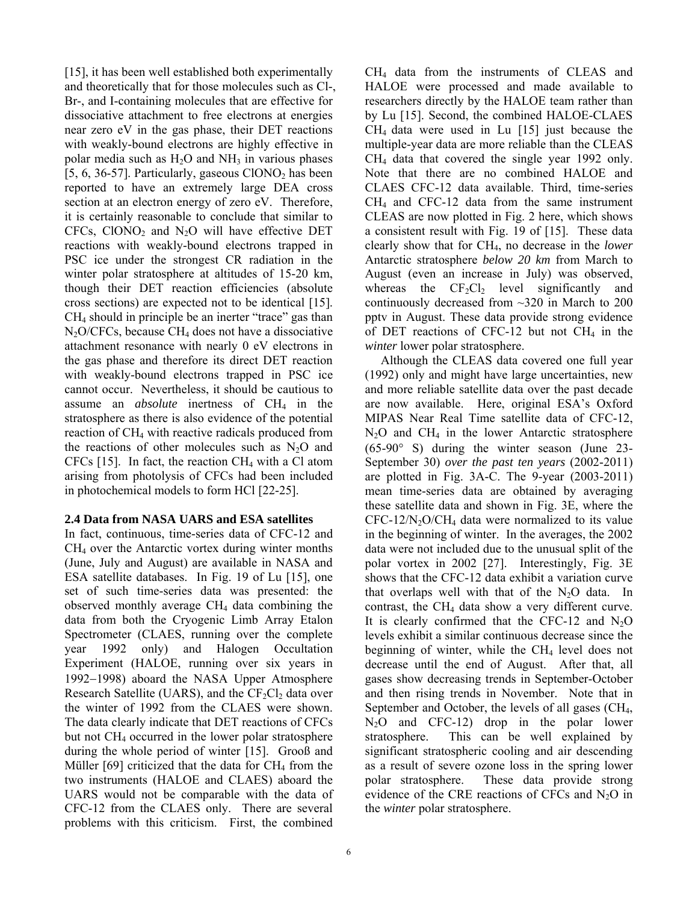[15], it has been well established both experimentally and theoretically that for those molecules such as Cl-, Br-, and I-containing molecules that are effective for dissociative attachment to free electrons at energies near zero eV in the gas phase, their DET reactions with weakly-bound electrons are highly effective in polar media such as $H_2O$ and $NH_3$ in various phases [5, 6, 36-57]. Particularly, gaseous $ClONO_2$ has been reported to have an extremely large DEA cross section at an electron energy of zero eV. Therefore, it is certainly reasonable to conclude that similar to CFCs, $ClONO_2$ and $N_2O$ will have effective DET reactions with weakly-bound electrons trapped in PSC ice under the strongest CR radiation in the winter polar stratosphere at altitudes of 15-20 km, though their DET reaction efficiencies (absolute cross sections) are expected not to be identical [15]. $CH_4$ should in principle be an inerter "trace" gas than $N_2O$/CFCs, because $CH_4$ does not have a dissociative attachment resonance with nearly 0 eV electrons in the gas phase and therefore its direct DET reaction with weakly-bound electrons trapped in PSC ice cannot occur. Nevertheless, it should be cautious to assume an *absolute* inertness of $CH_4$ in the stratosphere as there is also evidence of the potential reaction of $CH_4$ with reactive radicals produced from the reactions of other molecules such as $N_2O$ and CFCs [15]. In fact, the reaction $CH_4$ with a Cl atom arising from photolysis of CFCs had been included in photochemical models to form HCl [22-25].

### 2.4 Data from NASA UARS and ESA satellites

In fact, continuous, time-series data of CFC-12 and $CH_4$ over the Antarctic vortex during winter months (June, July and August) are available in NASA and ESA satellite databases. In Fig. 19 of Lu [15], one set of such time-series data was presented: the observed monthly average $CH_4$ data combining the data from both the Cryogenic Limb Array Etalon Spectrometer (CLAES, running over the complete year 1992 only) and Halogen Occultation Experiment (HALOE, running over six years in 1992−1998) aboard the NASA Upper Atmosphere Research Satellite (UARS), and the $CF_2Cl_2$ data over the winter of 1992 from the CLAES were shown. The data clearly indicate that DET reactions of CFCs but not $CH_4$ occurred in the lower polar stratosphere during the whole period of winter [15]. Grooß and Müller [69] criticized that the data for $CH_4$ from the two instruments (HALOE and CLAES) aboard the UARS would not be comparable with the data of CFC-12 from the CLAES only. There are several problems with this criticism. First, the combined $CH_4$ data from the instruments of CLEAS and HALOE were processed and made available to researchers directly by the HALOE team rather than by Lu [15]. Second, the combined HALOE-CLAES $CH_4$ data were used in Lu [15] just because the multiple-year data are more reliable than the CLEAS $CH_4$ data that covered the single year 1992 only. Note that there are no combined HALOE and CLAES CFC-12 data available. Third, time-series $CH_4$ and CFC-12 data from the same instrument CLEAS are now plotted in Fig. 2 here, which shows a consistent result with Fig. 19 of [15]. These data clearly show that for $CH_4$, no decrease in the *lower* Antarctic stratosphere *below 20 km* from March to August (even an increase in July) was observed, whereas the $CF_2Cl_2$ level significantly and continuously decreased from ~320 in March to 200 pptv in August. These data provide strong evidence of DET reactions of CFC-12 but not $CH_4$ in the *winter* lower polar stratosphere.

Although the CLEAS data covered one full year (1992) only and might have large uncertainties, new and more reliable satellite data over the past decade are now available. Here, original ESA's Oxford MIPAS Near Real Time satellite data of CFC-12, $N_2O$ and $CH_4$ in the lower Antarctic stratosphere (65-90° S) during the winter season (June 23-September 30) *over the past ten years* (2002-2011) are plotted in Fig. 3A-C. The 9-year (2003-2011) mean time-series data are obtained by averaging these satellite data and shown in Fig. 3E, where the CFC-12/$N_2O$/$CH_4$ data were normalized to its value in the beginning of winter. In the averages, the 2002 data were not included due to the unusual split of the polar vortex in 2002 [27]. Interestingly, Fig. 3E shows that the CFC-12 data exhibit a variation curve that overlaps well with that of the $N_2O$ data. In contrast, the $CH_4$ data show a very different curve. It is clearly confirmed that the CFC-12 and $N_2O$ levels exhibit a similar continuous decrease since the beginning of winter, while the $CH_4$ level does not decrease until the end of August. After that, all gases show decreasing trends in September-October and then rising trends in November. Note that in September and October, the levels of all gases ($CH_4$, $N_2O$ and CFC-12) drop in the polar lower stratosphere. This can be well explained by significant stratospheric cooling and air descending as a result of severe ozone loss in the spring lower polar stratosphere. These data provide strong evidence of the CRE reactions of CFCs and $N_2O$ in the *winter* polar stratosphere.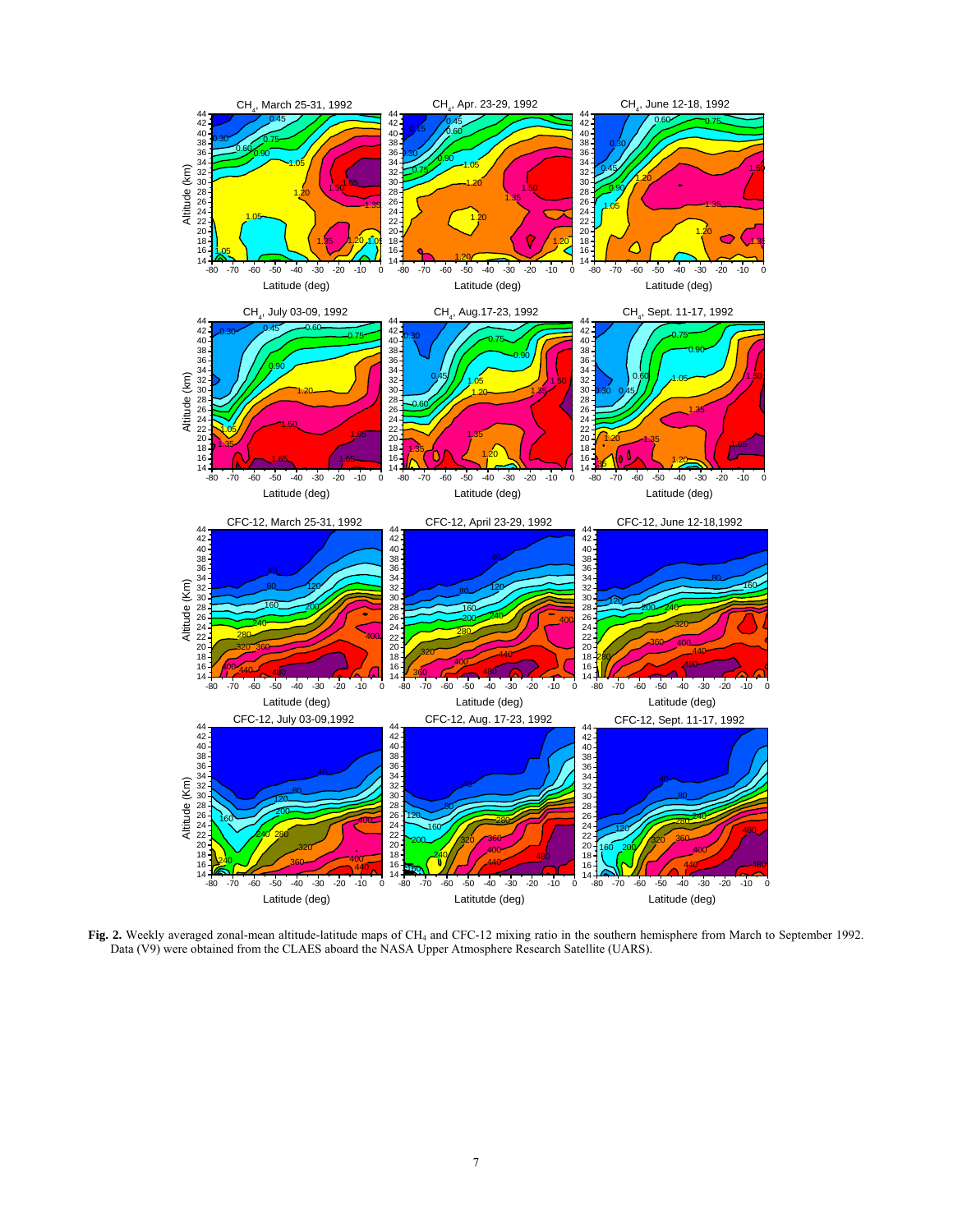**Fig. 2.** Weekly averaged zonal-mean altitude-latitude maps of $CH_4$ and CFC-12 mixing ratio in the southern hemisphere from March to September 1992. Data (V9) were obtained from the CLAES aboard the NASA Upper Atmosphere Research Satellite (UARS).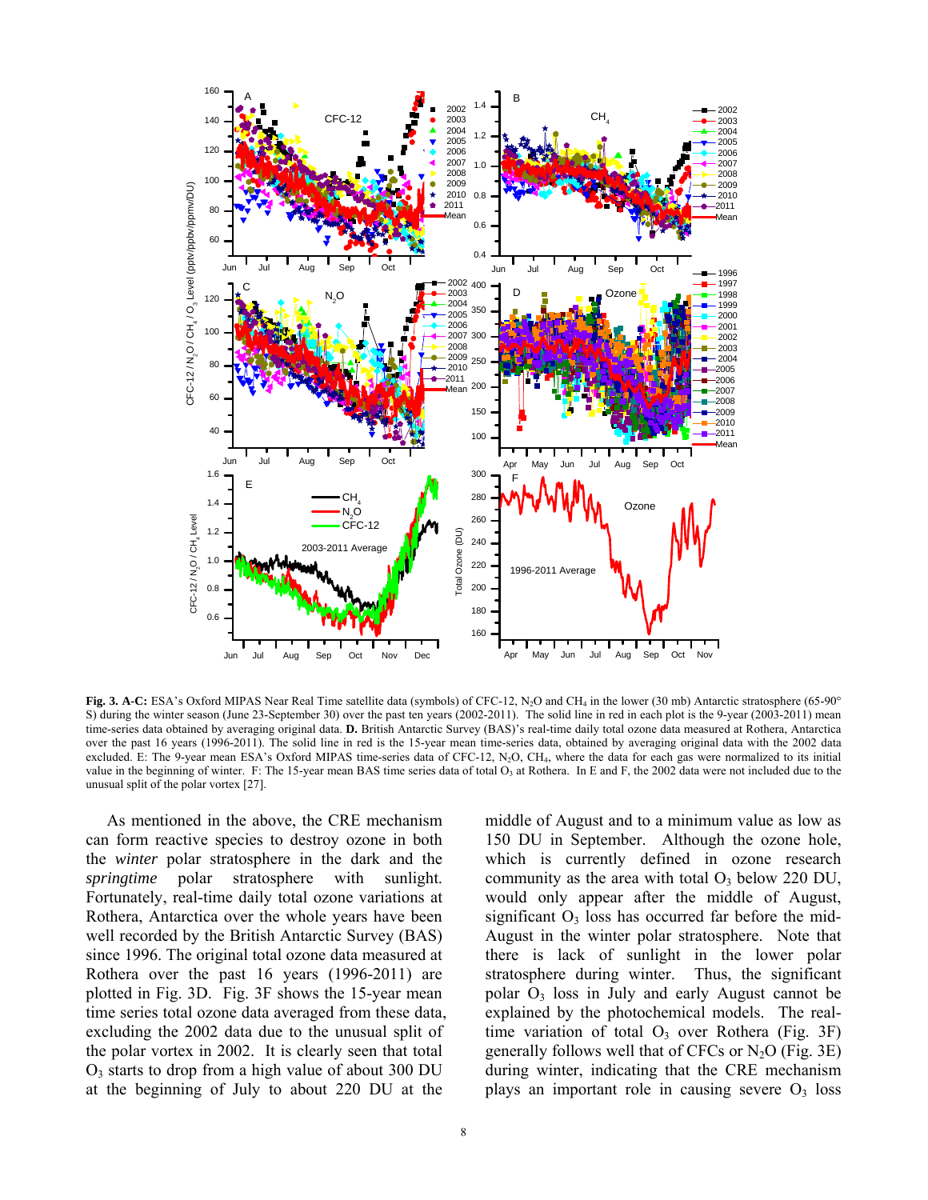**Fig. 3. A-C:** ESA's Oxford MIPAS Near Real Time satellite data (symbols) of CFC-12, $N_2O$ and $CH_4$ in the lower (30 mb) Antarctic stratosphere (65-90° S) during the winter season (June 23-September 30) over the past ten years (2002-2011). The solid line in red in each plot is the 9-year (2003-2011) mean time-series data obtained by averaging original data. **D.** British Antarctic Survey (BAS)'s real-time daily total ozone data measured at Rothera, Antarctica over the past 16 years (1996-2011). The solid line in red is the 15-year mean time-series data, obtained by averaging original data with the 2002 data excluded. E: The 9-year mean ESA's Oxford MIPAS time-series data of CFC-12, $N_2O$, $CH_4$, where the data for each gas were normalized to its initial value in the beginning of winter. F: The 15-year mean BAS time series data of total $O_3$ at Rothera. In E and F, the 2002 data were not included due to the unusual split of the polar vortex [27].

As mentioned in the above, the CRE mechanism can form reactive species to destroy ozone in both the *winter* polar stratosphere in the dark and the *springtime* polar stratosphere with sunlight. Fortunately, real-time daily total ozone variations at Rothera, Antarctica over the whole years have been well recorded by the British Antarctic Survey (BAS) since 1996. The original total ozone data measured at Rothera over the past 16 years (1996-2011) are plotted in Fig. 3D. Fig. 3F shows the 15-year mean time series total ozone data averaged from these data, excluding the 2002 data due to the unusual split of the polar vortex in 2002. It is clearly seen that total $O_3$ starts to drop from a high value of about 300 DU at the beginning of July to about 220 DU at the middle of August and to a minimum value as low as 150 DU in September. Although the ozone hole, which is currently defined in ozone research community as the area with total $O_3$ below 220 DU, would only appear after the middle of August, significant $O_3$ loss has occurred far before the mid-August in the winter polar stratosphere. Note that there is lack of sunlight in the lower polar stratosphere during winter. Thus, the significant polar $O_3$ loss in July and early August cannot be explained by the photochemical models. The real-time variation of total $O_3$ over Rothera (Fig. 3F) generally follows well that of CFCs or $N_2O$ (Fig. 3E) during winter, indicating that the CRE mechanism plays an important role in causing severe $O_3$ loss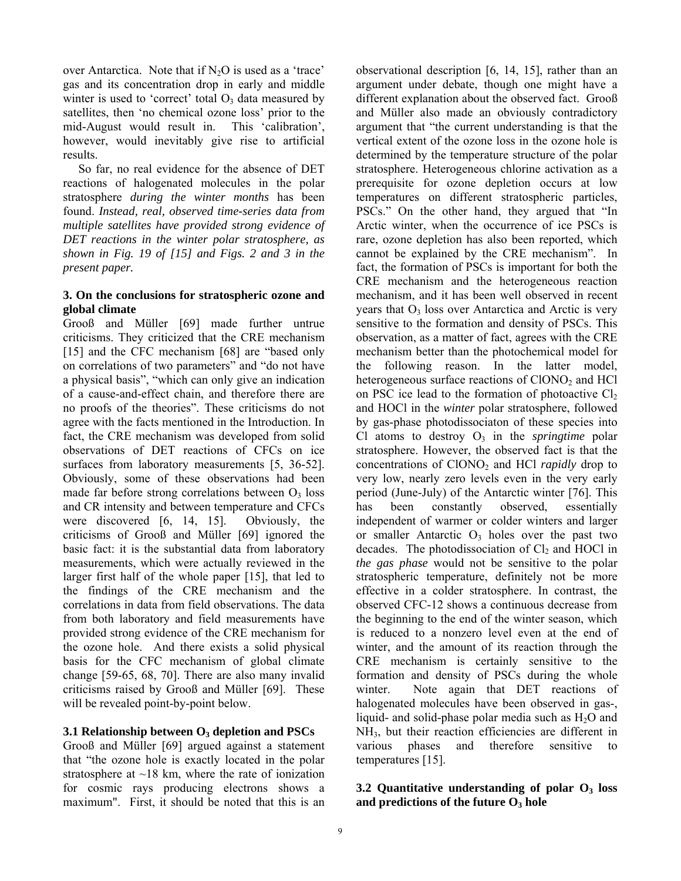over Antarctica. Note that if $N_2O$ is used as a 'trace' gas and its concentration drop in early and middle winter is used to 'correct' total $O_3$ data measured by satellites, then 'no chemical ozone loss' prior to the mid-August would result in. This 'calibration', however, would inevitably give rise to artificial results.

So far, no real evidence for the absence of DET reactions of halogenated molecules in the polar stratosphere *during the winter months* has been found. *Instead, real, observed time-series data from multiple satellites have provided strong evidence of DET reactions in the winter polar stratosphere, as shown in Fig. 19 of [15] and Figs. 2 and 3 in the present paper.*

### 3. On the conclusions for stratospheric ozone and global climate

Grooß and Müller [69] made further untrue criticisms. They criticized that the CRE mechanism [15] and the CFC mechanism [68] are "based only on correlations of two parameters" and "do not have a physical basis", "which can only give an indication of a cause-and-effect chain, and therefore there are no proofs of the theories". These criticisms do not agree with the facts mentioned in the Introduction. In fact, the CRE mechanism was developed from solid observations of DET reactions of CFCs on ice surfaces from laboratory measurements [5, 36-52]. Obviously, some of these observations had been made far before strong correlations between $O_3$ loss and CR intensity and between temperature and CFCs were discovered [6, 14, 15]. Obviously, the criticisms of Grooß and Müller [69] ignored the basic fact: it is the substantial data from laboratory measurements, which were actually reviewed in the larger first half of the whole paper [15], that led to the findings of the CRE mechanism and the correlations in data from field observations. The data from both laboratory and field measurements have provided strong evidence of the CRE mechanism for the ozone hole. And there exists a solid physical basis for the CFC mechanism of global climate change [59-65, 68, 70]. There are also many invalid criticisms raised by Grooß and Müller [69]. These will be revealed point-by-point below.

#### 3.1 Relationship between $O_3$ depletion and PSCs

Grooß and Müller [69] argued against a statement that "the ozone hole is exactly located in the polar stratosphere at ~18 km, where the rate of ionization for cosmic rays producing electrons shows a maximum". First, it should be noted that this is an observational description [6, 14, 15], rather than an argument under debate, though one might have a different explanation about the observed fact. Grooß and Müller also made an obviously contradictory argument that "the current understanding is that the vertical extent of the ozone loss in the ozone hole is determined by the temperature structure of the polar stratosphere. Heterogeneous chlorine activation as a prerequisite for ozone depletion occurs at low temperatures on different stratospheric particles, PSCs." On the other hand, they argued that "In Arctic winter, when the occurrence of ice PSCs is rare, ozone depletion has also been reported, which cannot be explained by the CRE mechanism". In fact, the formation of PSCs is important for both the CRE mechanism and the heterogeneous reaction mechanism, and it has been well observed in recent years that $O_3$ loss over Antarctica and Arctic is very sensitive to the formation and density of PSCs. This observation, as a matter of fact, agrees with the CRE mechanism better than the photochemical model for the following reason. In the latter model, heterogeneous surface reactions of $ClONO_2$ and HCl on PSC ice lead to the formation of photoactive $Cl_2$ and HOCl in the *winter* polar stratosphere, followed by gas-phase photodissociaton of these species into Cl atoms to destroy $O_3$ in the *springtime* polar stratosphere. However, the observed fact is that the concentrations of $ClONO_2$ and HCl *rapidly* drop to very low, nearly zero levels even in the very early period (June-July) of the Antarctic winter [76]. This has been constantly observed, essentially independent of warmer or colder winters and larger or smaller Antarctic $O_3$ holes over the past two decades. The photodissociation of $Cl_2$ and HOCl in *the gas phase* would not be sensitive to the polar stratospheric temperature, definitely not be more effective in a colder stratosphere. In contrast, the observed CFC-12 shows a continuous decrease from the beginning to the end of the winter season, which is reduced to a nonzero level even at the end of winter, and the amount of its reaction through the CRE mechanism is certainly sensitive to the formation and density of PSCs during the whole winter. Note again that DET reactions of halogenated molecules have been observed in gas-, liquid- and solid-phase polar media such as $H_2O$ and $NH_3$, but their reaction efficiencies are different in various phases and therefore sensitive to temperatures [15].

#### 3.2 Quantitative understanding of polar $O_3$ loss and predictions of the future $O_3$ hole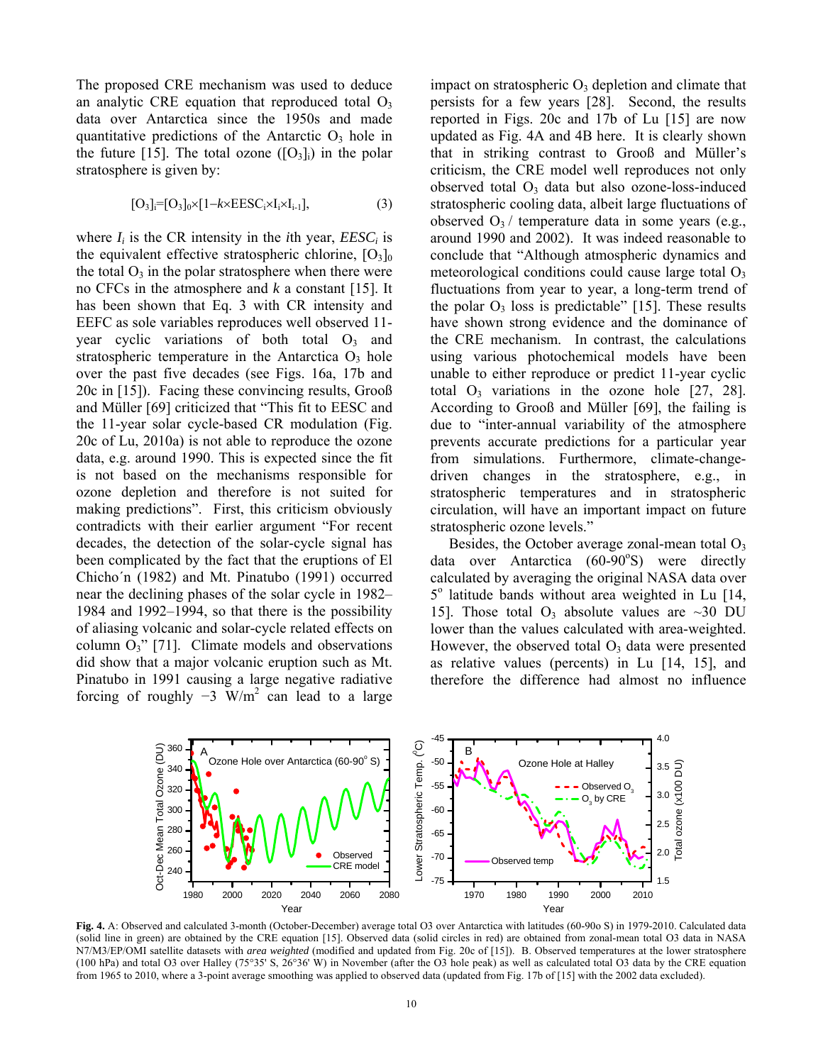The proposed CRE mechanism was used to deduce an analytic CRE equation that reproduced total $O_3$ data over Antarctica since the 1950s and made quantitative predictions of the Antarctic $O_3$ hole in the future [15]. The total ozone ($[O_3]_i$) in the polar stratosphere is given by:

$$[O_3]_i=[O_3]_0\times[1-k\times EESC_i\times I_i\times I_{i-1}], \qquad (3)$$

where $I_i$ is the CR intensity in the $i$th year, $EESC_i$ is the equivalent effective stratospheric chlorine, $[O_3]_0$ the total $O_3$ in the polar stratosphere when there were no CFCs in the atmosphere and $k$ a constant [15]. It has been shown that Eq. 3 with CR intensity and EEFC as sole variables reproduces well observed 11-year cyclic variations of both total $O_3$ and stratospheric temperature in the Antarctica $O_3$ hole over the past five decades (see Figs. 16a, 17b and 20c in [15]). Facing these convincing results, Grooß and Müller [69] criticized that "This fit to EESC and the 11-year solar cycle-based CR modulation (Fig. 20c of Lu, 2010a) is not able to reproduce the ozone data, e.g. around 1990. This is expected since the fit is not based on the mechanisms responsible for ozone depletion and therefore is not suited for making predictions". First, this criticism obviously contradicts with their earlier argument "For recent decades, the detection of the solar-cycle signal has been complicated by the fact that the eruptions of El Chicho´n (1982) and Mt. Pinatubo (1991) occurred near the declining phases of the solar cycle in 1982–1984 and 1992–1994, so that there is the possibility of aliasing volcanic and solar-cycle related effects on column $O_3$" [71]. Climate models and observations did show that a major volcanic eruption such as Mt. Pinatubo in 1991 causing a large negative radiative forcing of roughly −3 W/m$^2$ can lead to a large impact on stratospheric $O_3$ depletion and climate that persists for a few years [28]. Second, the results reported in Figs. 20c and 17b of Lu [15] are now updated as Fig. 4A and 4B here. It is clearly shown that in striking contrast to Grooß and Müller's criticism, the CRE model well reproduces not only observed total $O_3$ data but also ozone-loss-induced stratospheric cooling data, albeit large fluctuations of observed $O_3$ / temperature data in some years (e.g., around 1990 and 2002). It was indeed reasonable to conclude that "Although atmospheric dynamics and meteorological conditions could cause large total $O_3$ fluctuations from year to year, a long-term trend of the polar $O_3$ loss is predictable" [15]. These results have shown strong evidence and the dominance of the CRE mechanism. In contrast, the calculations using various photochemical models have been unable to either reproduce or predict 11-year cyclic total $O_3$ variations in the ozone hole [27, 28]. According to Grooß and Müller [69], the failing is due to "inter-annual variability of the atmosphere prevents accurate predictions for a particular year from simulations. Furthermore, climate-change-driven changes in the stratosphere, e.g., in stratospheric temperatures and in stratospheric circulation, will have an important impact on future stratospheric ozone levels."

Besides, the October average zonal-mean total $O_3$ data over Antarctica (60-90°S) were directly calculated by averaging the original NASA data over 5° latitude bands without area weighted in Lu [14, 15]. Those total $O_3$ absolute values are ~30 DU lower than the values calculated with area-weighted. However, the observed total $O_3$ data were presented as relative values (percents) in Lu [14, 15], and therefore the difference had almost no influence

**Fig. 4.** A: Observed and calculated 3-month (October-December) average total O3 over Antarctica with latitudes (60-90o S) in 1979-2010. Calculated data (solid line in green) are obtained by the CRE equation [15]. Observed data (solid circles in red) are obtained from zonal-mean total O3 data in NASA N7/M3/EP/OMI satellite datasets with *area weighted* (modified and updated from Fig. 20c of [15]). B. Observed temperatures at the lower stratosphere (100 hPa) and total O3 over Halley (75°35' S, 26°36' W) in November (after the O3 hole peak) as well as calculated total O3 data by the CRE equation from 1965 to 2010, where a 3-point average smoothing was applied to observed data (updated from Fig. 17b of [15] with the 2002 data excluded).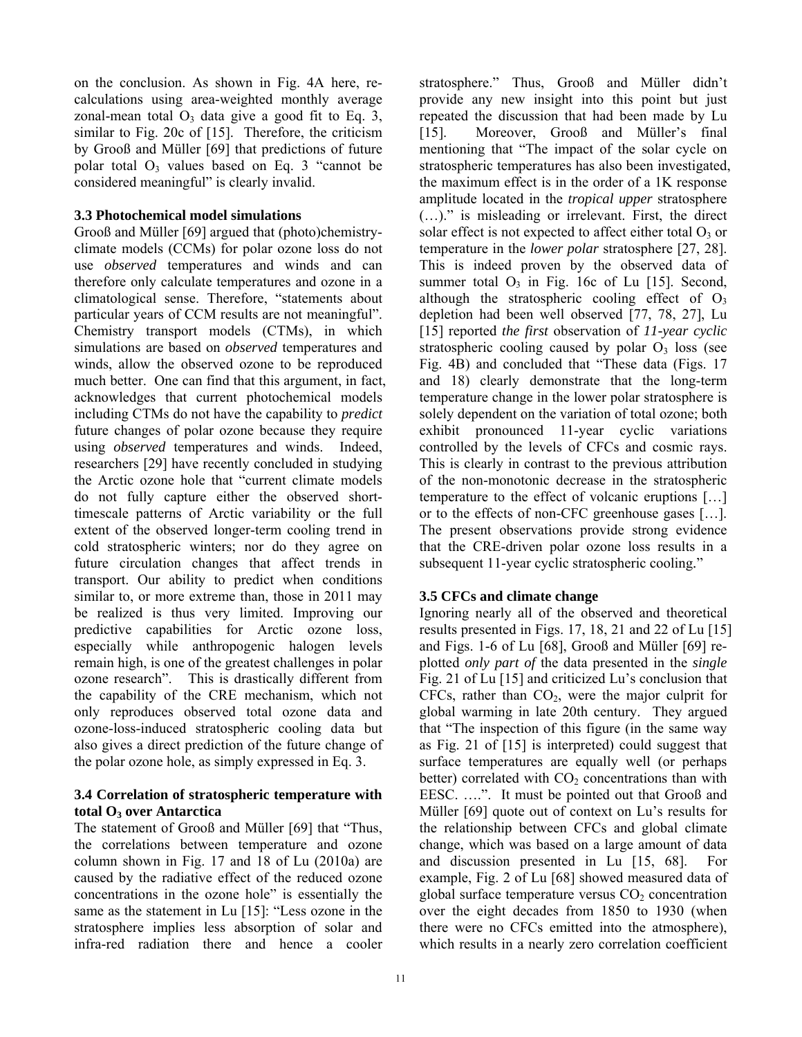on the conclusion. As shown in Fig. 4A here, re-calculations using area-weighted monthly average zonal-mean total $O_3$ data give a good fit to Eq. 3, similar to Fig. 20c of [15]. Therefore, the criticism by Grooß and Müller [69] that predictions of future polar total $O_3$ values based on Eq. 3 "cannot be considered meaningful" is clearly invalid.

### 3.3 Photochemical model simulations

Grooß and Müller [69] argued that (photo)chemistry-climate models (CCMs) for polar ozone loss do not use *observed* temperatures and winds and can therefore only calculate temperatures and ozone in a climatological sense. Therefore, "statements about particular years of CCM results are not meaningful". Chemistry transport models (CTMs), in which simulations are based on *observed* temperatures and winds, allow the observed ozone to be reproduced much better. One can find that this argument, in fact, acknowledges that current photochemical models including CTMs do not have the capability to *predict* future changes of polar ozone because they require using *observed* temperatures and winds. Indeed, researchers [29] have recently concluded in studying the Arctic ozone hole that "current climate models do not fully capture either the observed short-timescale patterns of Arctic variability or the full extent of the observed longer-term cooling trend in cold stratospheric winters; nor do they agree on future circulation changes that affect trends in transport. Our ability to predict when conditions similar to, or more extreme than, those in 2011 may be realized is thus very limited. Improving our predictive capabilities for Arctic ozone loss, especially while anthropogenic halogen levels remain high, is one of the greatest challenges in polar ozone research". This is drastically different from the capability of the CRE mechanism, which not only reproduces observed total ozone data and ozone-loss-induced stratospheric cooling data but also gives a direct prediction of the future change of the polar ozone hole, as simply expressed in Eq. 3.

### 3.4 Correlation of stratospheric temperature with total $O_3$ over Antarctica

The statement of Grooß and Müller [69] that "Thus, the correlations between temperature and ozone column shown in Fig. 17 and 18 of Lu (2010a) are caused by the radiative effect of the reduced ozone concentrations in the ozone hole" is essentially the same as the statement in Lu [15]: "Less ozone in the stratosphere implies less absorption of solar and infra-red radiation there and hence a cooler stratosphere." Thus, Grooß and Müller didn't provide any new insight into this point but just repeated the discussion that had been made by Lu [15]. Moreover, Grooß and Müller's final mentioning that "The impact of the solar cycle on stratospheric temperatures has also been investigated, the maximum effect is in the order of a 1K response amplitude located in the *tropical upper* stratosphere (…)." is misleading or irrelevant. First, the direct solar effect is not expected to affect either total $O_3$ or temperature in the *lower polar* stratosphere [27, 28]. This is indeed proven by the observed data of summer total $O_3$ in Fig. 16c of Lu [15]. Second, although the stratospheric cooling effect of $O_3$ depletion had been well observed [77, 78, 27], Lu [15] reported *the first* observation of *11-year cyclic* stratospheric cooling caused by polar $O_3$ loss (see Fig. 4B) and concluded that "These data (Figs. 17 and 18) clearly demonstrate that the long-term temperature change in the lower polar stratosphere is solely dependent on the variation of total ozone; both exhibit pronounced 11-year cyclic variations controlled by the levels of CFCs and cosmic rays. This is clearly in contrast to the previous attribution of the non-monotonic decrease in the stratospheric temperature to the effect of volcanic eruptions […] or to the effects of non-CFC greenhouse gases […]. The present observations provide strong evidence that the CRE-driven polar ozone loss results in a subsequent 11-year cyclic stratospheric cooling."

### 3.5 CFCs and climate change

Ignoring nearly all of the observed and theoretical results presented in Figs. 17, 18, 21 and 22 of Lu [15] and Figs. 1-6 of Lu [68], Grooß and Müller [69] re-plotted *only part of* the data presented in the *single* Fig. 21 of Lu [15] and criticized Lu's conclusion that CFCs, rather than $CO_2$, were the major culprit for global warming in late 20th century. They argued that "The inspection of this figure (in the same way as Fig. 21 of [15] is interpreted) could suggest that surface temperatures are equally well (or perhaps better) correlated with $CO_2$ concentrations than with EESC. ….". It must be pointed out that Grooß and Müller [69] quote out of context on Lu's results for the relationship between CFCs and global climate change, which was based on a large amount of data and discussion presented in Lu [15, 68]. For example, Fig. 2 of Lu [68] showed measured data of global surface temperature versus $CO_2$ concentration over the eight decades from 1850 to 1930 (when there were no CFCs emitted into the atmosphere), which results in a nearly zero correlation coefficient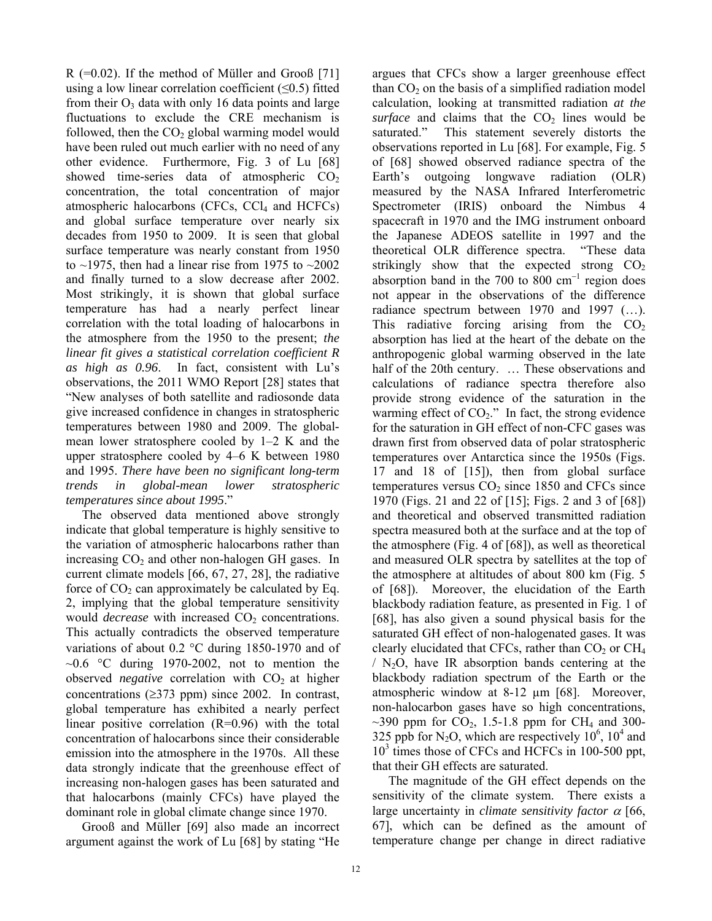R (=0.02). If the method of Müller and Grooß [71] using a low linear correlation coefficient (≤0.5) fitted from their $O_3$ data with only 16 data points and large fluctuations to exclude the CRE mechanism is followed, then the $CO_2$ global warming model would have been ruled out much earlier with no need of any other evidence. Furthermore, Fig. 3 of Lu [68] showed time-series data of atmospheric $CO_2$ concentration, the total concentration of major atmospheric halocarbons (CFCs, $CCl_4$ and HCFCs) and global surface temperature over nearly six decades from 1950 to 2009. It is seen that global surface temperature was nearly constant from 1950 to ~1975, then had a linear rise from 1975 to ~2002 and finally turned to a slow decrease after 2002. Most strikingly, it is shown that global surface temperature has had a nearly perfect linear correlation with the total loading of halocarbons in the atmosphere from the 1950 to the present; *the linear fit gives a statistical correlation coefficient R as high as 0.96*. In fact, consistent with Lu's observations, the 2011 WMO Report [28] states that "New analyses of both satellite and radiosonde data give increased confidence in changes in stratospheric temperatures between 1980 and 2009. The global-mean lower stratosphere cooled by 1–2 K and the upper stratosphere cooled by 4–6 K between 1980 and 1995. *There have been no significant long-term trends in global-mean lower stratospheric temperatures since about 1995*."

The observed data mentioned above strongly indicate that global temperature is highly sensitive to the variation of atmospheric halocarbons rather than increasing $CO_2$ and other non-halogen GH gases. In current climate models [66, 67, 27, 28], the radiative force of $CO_2$ can approximately be calculated by Eq. 2, implying that the global temperature sensitivity would *decrease* with increased $CO_2$ concentrations. This actually contradicts the observed temperature variations of about 0.2 °C during 1850-1970 and of ~0.6 °C during 1970-2002, not to mention the observed *negative* correlation with $CO_2$ at higher concentrations (≥373 ppm) since 2002. In contrast, global temperature has exhibited a nearly perfect linear positive correlation (R=0.96) with the total concentration of halocarbons since their considerable emission into the atmosphere in the 1970s. All these data strongly indicate that the greenhouse effect of increasing non-halogen gases has been saturated and that halocarbons (mainly CFCs) have played the dominant role in global climate change since 1970.

Grooß and Müller [69] also made an incorrect argument against the work of Lu [68] by stating "He argues that CFCs show a larger greenhouse effect than $CO_2$ on the basis of a simplified radiation model calculation, looking at transmitted radiation *at the surface* and claims that the $CO_2$ lines would be saturated." This statement severely distorts the observations reported in Lu [68]. For example, Fig. 5 of [68] showed observed radiance spectra of the Earth's outgoing longwave radiation (OLR) measured by the NASA Infrared Interferometric Spectrometer (IRIS) onboard the Nimbus 4 spacecraft in 1970 and the IMG instrument onboard the Japanese ADEOS satellite in 1997 and the theoretical OLR difference spectra. "These data strikingly show that the expected strong $CO_2$ absorption band in the 700 to 800 $cm^{-1}$ region does not appear in the observations of the difference radiance spectrum between 1970 and 1997 (…). This radiative forcing arising from the $CO_2$ absorption has lied at the heart of the debate on the anthropogenic global warming observed in the late half of the 20th century. … These observations and calculations of radiance spectra therefore also provide strong evidence of the saturation in the warming effect of $CO_2$." In fact, the strong evidence for the saturation in GH effect of non-CFC gases was drawn first from observed data of polar stratospheric temperatures over Antarctica since the 1950s (Figs. 17 and 18 of [15]), then from global surface temperatures versus $CO_2$ since 1850 and CFCs since 1970 (Figs. 21 and 22 of [15]; Figs. 2 and 3 of [68]) and theoretical and observed transmitted radiation spectra measured both at the surface and at the top of the atmosphere (Fig. 4 of [68]), as well as theoretical and measured OLR spectra by satellites at the top of the atmosphere at altitudes of about 800 km (Fig. 5 of [68]). Moreover, the elucidation of the Earth blackbody radiation feature, as presented in Fig. 1 of [68], has also given a sound physical basis for the saturated GH effect of non-halogenated gases. It was clearly elucidated that CFCs, rather than $CO_2$ or $CH_4$ / $N_2O$, have IR absorption bands centering at the blackbody radiation spectrum of the Earth or the atmospheric window at 8-12 μm [68]. Moreover, non-halocarbon gases have so high concentrations, ~390 ppm for $CO_2$, 1.5-1.8 ppm for $CH_4$ and 300-325 ppb for $N_2O$, which are respectively $10^6$, $10^4$ and $10^3$ times those of CFCs and HCFCs in 100-500 ppt, that their GH effects are saturated.

The magnitude of the GH effect depends on the sensitivity of the climate system. There exists a large uncertainty in *climate sensitivity factor* $\alpha$ [66, 67], which can be defined as the amount of temperature change per change in direct radiative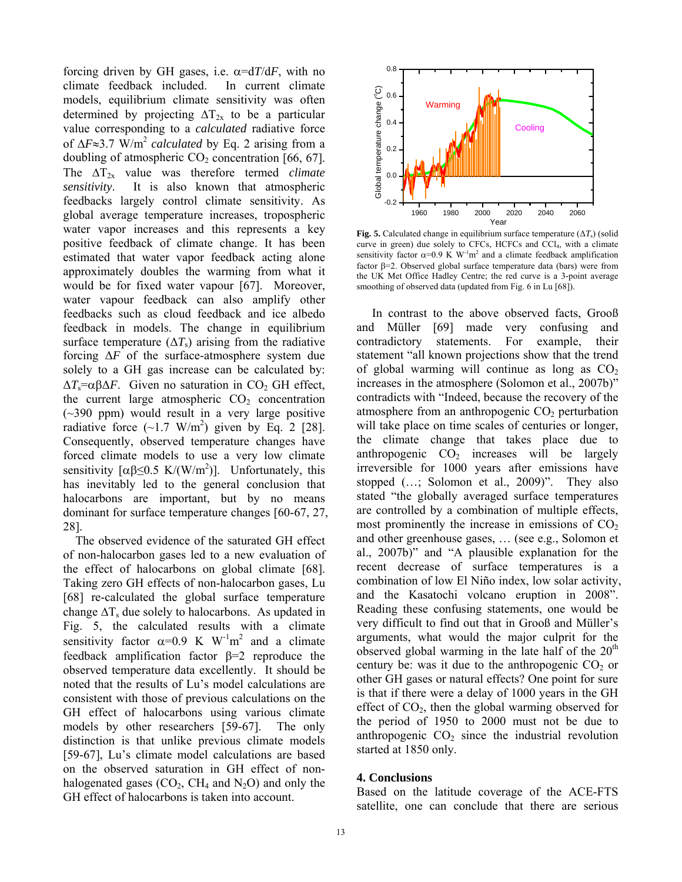forcing driven by GH gases, i.e. $\alpha = dT/dF$, with no climate feedback included. In current climate models, equilibrium climate sensitivity was often determined by projecting $\Delta T_{2x}$ to be a particular value corresponding to a *calculated* radiative force of $\Delta F \approx 3.7$ W/m$^2$ *calculated* by Eq. 2 arising from a doubling of atmospheric $CO_2$ concentration [66, 67]. The $\Delta T_{2x}$ value was therefore termed *climate sensitivity*. It is also known that atmospheric feedbacks largely control climate sensitivity. As global average temperature increases, tropospheric water vapor increases and this represents a key positive feedback of climate change. It has been estimated that water vapor feedback acting alone approximately doubles the warming from what it would be for fixed water vapour [67]. Moreover, water vapour feedback can also amplify other feedbacks such as cloud feedback and ice albedo feedback in models. The change in equilibrium surface temperature ($\Delta T_s$) arising from the radiative forcing $\Delta F$ of the surface-atmosphere system due solely to a GH gas increase can be calculated by: $\Delta T_s = \alpha\beta\Delta F$. Given no saturation in $CO_2$ GH effect, the current large atmospheric $CO_2$ concentration (~390 ppm) would result in a very large positive radiative force (~1.7 W/m$^2$) given by Eq. 2 [28]. Consequently, observed temperature changes have forced climate models to use a very low climate sensitivity [$\alpha\beta \leq 0.5$ K/(W/m$^2$)]. Unfortunately, this has inevitably led to the general conclusion that halocarbons are important, but by no means dominant for surface temperature changes [60-67, 27, 28].

The observed evidence of the saturated GH effect of non-halocarbon gases led to a new evaluation of the effect of halocarbons on global climate [68]. Taking zero GH effects of non-halocarbon gases, Lu [68] re-calculated the global surface temperature change $\Delta T_s$ due solely to halocarbons. As updated in Fig. 5, the calculated results with a climate sensitivity factor $\alpha = 0.9$ K W$^{-1}$m$^2$ and a climate feedback amplification factor $\beta = 2$ reproduce the observed temperature data excellently. It should be noted that the results of Lu's model calculations are consistent with those of previous calculations on the GH effect of halocarbons using various climate models by other researchers [59-67]. The only distinction is that unlike previous climate models [59-67], Lu's climate model calculations are based on the observed saturation in GH effect of non-halogenated gases ($CO_2$, $CH_4$ and $N_2O$) and only the GH effect of halocarbons is taken into account.

**Fig. 5.** Calculated change in equilibrium surface temperature ($\Delta T_s$) (solid curve in green) due solely to CFCs, HCFCs and $CCl_4$, with a climate sensitivity factor $\alpha = 0.9$ K W$^{-1}$m$^2$ and a climate feedback amplification factor $\beta = 2$. Observed global surface temperature data (bars) were from the UK Met Office Hadley Centre; the red curve is a 3-point average smoothing of observed data (updated from Fig. 6 in Lu [68]).

In contrast to the above observed facts, Grooß and Müller [69] made very confusing and contradictory statements. For example, their statement "all known projections show that the trend of global warming will continue as long as $CO_2$ increases in the atmosphere (Solomon et al., 2007b)" contradicts with "Indeed, because the recovery of the atmosphere from an anthropogenic $CO_2$ perturbation will take place on time scales of centuries or longer, the climate change that takes place due to anthropogenic $CO_2$ increases will be largely irreversible for 1000 years after emissions have stopped (…; Solomon et al., 2009)". They also stated "the globally averaged surface temperatures are controlled by a combination of multiple effects, most prominently the increase in emissions of $CO_2$ and other greenhouse gases, … (see e.g., Solomon et al., 2007b)" and "A plausible explanation for the recent decrease of surface temperatures is a combination of low El Niño index, low solar activity, and the Kasatochi volcano eruption in 2008". Reading these confusing statements, one would be very difficult to find out that in Grooß and Müller's arguments, what would the major culprit for the observed global warming in the late half of the 20th century be: was it due to the anthropogenic $CO_2$ or other GH gases or natural effects? One point for sure is that if there were a delay of 1000 years in the GH effect of $CO_2$, then the global warming observed for the period of 1950 to 2000 must not be due to anthropogenic $CO_2$ since the industrial revolution started at 1850 only.

## 4. Conclusions

Based on the latitude coverage of the ACE-FTS satellite, one can conclude that there are serious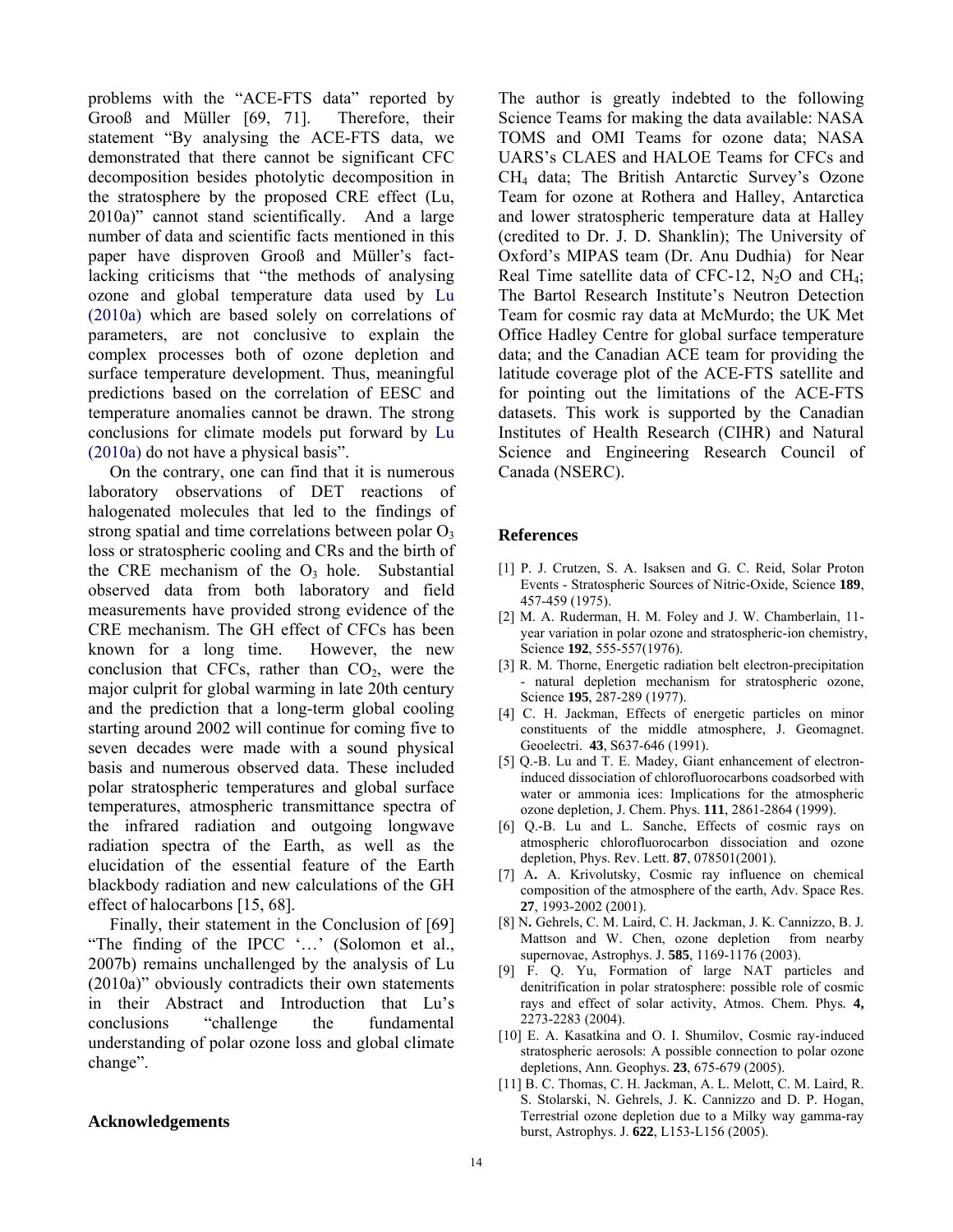problems with the "ACE-FTS data" reported by Grooß and Müller [69, 71]. Therefore, their statement "By analysing the ACE-FTS data, we demonstrated that there cannot be significant CFC decomposition besides photolytic decomposition in the stratosphere by the proposed CRE effect (Lu, 2010a)" cannot stand scientifically. And a large number of data and scientific facts mentioned in this paper have disproven Grooß and Müller's fact-lacking criticisms that "the methods of analysing ozone and global temperature data used by Lu (2010a) which are based solely on correlations of parameters, are not conclusive to explain the complex processes both of ozone depletion and surface temperature development. Thus, meaningful predictions based on the correlation of EESC and temperature anomalies cannot be drawn. The strong conclusions for climate models put forward by Lu (2010a) do not have a physical basis".

On the contrary, one can find that it is numerous laboratory observations of DET reactions of halogenated molecules that led to the findings of strong spatial and time correlations between polar $O_3$ loss or stratospheric cooling and CRs and the birth of the CRE mechanism of the $O_3$ hole. Substantial observed data from both laboratory and field measurements have provided strong evidence of the CRE mechanism. The GH effect of CFCs has been known for a long time. However, the new conclusion that CFCs, rather than $CO_2$, were the major culprit for global warming in late 20th century and the prediction that a long-term global cooling starting around 2002 will continue for coming five to seven decades were made with a sound physical basis and numerous observed data. These included polar stratospheric temperatures and global surface temperatures, atmospheric transmittance spectra of the infrared radiation and outgoing longwave radiation spectra of the Earth, as well as the elucidation of the essential feature of the Earth blackbody radiation and new calculations of the GH effect of halocarbons [15, 68].

Finally, their statement in the Conclusion of [69] "The finding of the IPCC '…' (Solomon et al., 2007b) remains unchallenged by the analysis of Lu (2010a)" obviously contradicts their own statements in their Abstract and Introduction that Lu's conclusions "challenge the fundamental understanding of polar ozone loss and global climate change".

## Acknowledgements

The author is greatly indebted to the following Science Teams for making the data available: NASA TOMS and OMI Teams for ozone data; NASA UARS's CLAES and HALOE Teams for CFCs and $CH_4$ data; The British Antarctic Survey's Ozone Team for ozone at Rothera and Halley, Antarctica and lower stratospheric temperature data at Halley (credited to Dr. J. D. Shanklin); The University of Oxford's MIPAS team (Dr. Anu Dudhia) for Near Real Time satellite data of CFC-12, $N_2O$ and $CH_4$; The Bartol Research Institute's Neutron Detection Team for cosmic ray data at McMurdo; the UK Met Office Hadley Centre for global surface temperature data; and the Canadian ACE team for providing the latitude coverage plot of the ACE-FTS satellite and for pointing out the limitations of the ACE-FTS datasets. This work is supported by the Canadian Institutes of Health Research (CIHR) and Natural Science and Engineering Research Council of Canada (NSERC).

## References

[1] P. J. Crutzen, S. A. Isaksen and G. C. Reid, Solar Proton Events - Stratospheric Sources of Nitric-Oxide, Science **189**, 457-459 (1975).

[2] M. A. Ruderman, H. M. Foley and J. W. Chamberlain, 11-year variation in polar ozone and stratospheric-ion chemistry, Science **192**, 555-557(1976).

[3] R. M. Thorne, Energetic radiation belt electron-precipitation - natural depletion mechanism for stratospheric ozone, Science **195**, 287-289 (1977).

[4] C. H. Jackman, Effects of energetic particles on minor constituents of the middle atmosphere, J. Geomagnet. Geoelectri. **43**, S637-646 (1991).

[5] Q.-B. Lu and T. E. Madey, Giant enhancement of electron-induced dissociation of chlorofluorocarbons coadsorbed with water or ammonia ices: Implications for the atmospheric ozone depletion, J. Chem. Phys. **111**, 2861-2864 (1999).

[6] Q.-B. Lu and L. Sanche, Effects of cosmic rays on atmospheric chlorofluorocarbon dissociation and ozone depletion, Phys. Rev. Lett. **87**, 078501(2001).

[7] A**.** A. Krivolutsky, Cosmic ray influence on chemical composition of the atmosphere of the earth, Adv. Space Res. **27**, 1993-2002 (2001).

[8] N**.** Gehrels, C. M. Laird, C. H. Jackman, J. K. Cannizzo, B. J. Mattson and W. Chen, ozone depletion from nearby supernovae, Astrophys. J. **585**, 1169-1176 (2003).

[9] F. Q. Yu, Formation of large NAT particles and denitrification in polar stratosphere: possible role of cosmic rays and effect of solar activity, Atmos. Chem. Phys*.* **4,** 2273-2283 (2004).

[10] E. A. Kasatkina and O. I. Shumilov, Cosmic ray-induced stratospheric aerosols: A possible connection to polar ozone depletions, Ann. Geophys. **23**, 675-679 (2005).

[11] B. C. Thomas, C. H. Jackman, A. L. Melott, C. M. Laird, R. S. Stolarski, N. Gehrels, J. K. Cannizzo and D. P. Hogan, Terrestrial ozone depletion due to a Milky way gamma-ray burst, Astrophys. J. **622**, L153-L156 (2005).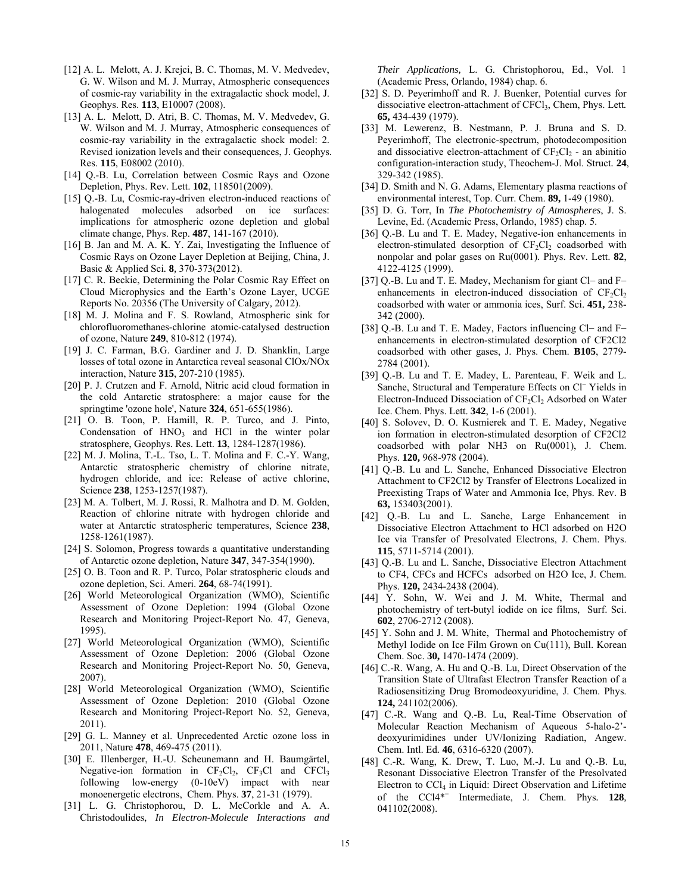[12] A. L. Melott, A. J. Krejci, B. C. Thomas, M. V. Medvedev, G. W. Wilson and M. J. Murray, Atmospheric consequences of cosmic-ray variability in the extragalactic shock model, J. Geophys. Res. **113**, E10007 (2008).

[13] A. L. Melott, D. Atri, B. C. Thomas, M. V. Medvedev, G. W. Wilson and M. J. Murray, Atmospheric consequences of cosmic-ray variability in the extragalactic shock model: 2. Revised ionization levels and their consequences, J. Geophys. Res. **115**, E08002 (2010).

[14] Q.-B. Lu, Correlation between Cosmic Rays and Ozone Depletion, Phys. Rev. Lett. **102**, 118501(2009).

[15] Q.-B. Lu, Cosmic-ray-driven electron-induced reactions of halogenated molecules adsorbed on ice surfaces: implications for atmospheric ozone depletion and global climate change, Phys. Rep. **487**, 141-167 (2010).

[16] B. Jan and M. A. K. Y. Zai, Investigating the Influence of Cosmic Rays on Ozone Layer Depletion at Beijing, China, J. Basic & Applied Sci. **8**, 370-373(2012).

[17] C. R. Beckie, Determining the Polar Cosmic Ray Effect on Cloud Microphysics and the Earth's Ozone Layer, UCGE Reports No. 20356 (The University of Calgary*,* 2012).

[18] M. J. Molina and F. S. Rowland, Atmospheric sink for chlorofluoromethanes-chlorine atomic-catalysed destruction of ozone, Nature **249**, 810-812 (1974).

[19] J. C. Farman, B.G. Gardiner and J. D. Shanklin, Large losses of total ozone in Antarctica reveal seasonal ClOx/NOx interaction, Nature **315**, 207-210 (1985).

[20] P. J. Crutzen and F. Arnold, Nitric acid cloud formation in the cold Antarctic stratosphere: a major cause for the springtime 'ozone hole', Nature **324**, 651-655(1986).

[21] O. B. Toon, P. Hamill, R. P. Turco, and J. Pinto, Condensation of $HNO_3$ and HCl in the winter polar stratosphere, Geophys. Res. Lett. **13**, 1284-1287(1986).

[22] M. J. Molina, T.-L. Tso, L. T. Molina and F. C.-Y. Wang, Antarctic stratospheric chemistry of chlorine nitrate, hydrogen chloride, and ice: Release of active chlorine, Science **238**, 1253-1257(1987).

[23] M. A. Tolbert, M. J. Rossi, R. Malhotra and D. M. Golden, Reaction of chlorine nitrate with hydrogen chloride and water at Antarctic stratospheric temperatures, Science **238**, 1258-1261(1987).

[24] S. Solomon, Progress towards a quantitative understanding of Antarctic ozone depletion, Nature **347**, 347-354(1990).

[25] O. B. Toon and R. P. Turco, Polar stratospheric clouds and ozone depletion, Sci. Ameri. **264**, 68-74(1991).

[26] World Meteorological Organization (WMO), Scientific Assessment of Ozone Depletion: 1994 (Global Ozone Research and Monitoring Project-Report No. 47, Geneva, 1995).

[27] World Meteorological Organization (WMO), Scientific Assessment of Ozone Depletion: 2006 (Global Ozone Research and Monitoring Project-Report No. 50, Geneva, 2007).

[28] World Meteorological Organization (WMO), Scientific Assessment of Ozone Depletion: 2010 (Global Ozone Research and Monitoring Project-Report No. 52, Geneva, 2011).

[29] G. L. Manney et al. Unprecedented Arctic ozone loss in 2011, Nature **478**, 469-475 (2011).

[30] E. Illenberger, H.-U. Scheunemann and H. Baumgärtel, Negative-ion formation in $CF_2Cl_2$, $CF_3Cl$ and $CFCl_3$ following low-energy (0-10eV) impact with near monoenergetic electrons, Chem. Phys. **37**, 21-31 (1979).

[31] L. G. Christophorou, D. L. McCorkle and A. A. Christodoulides, *In Electron-Molecule Interactions and Their Applications,* L. G. Christophorou, Ed., Vol. 1 (Academic Press, Orlando, 1984) chap. 6.

[32] S. D. Peyerimhoff and R. J. Buenker, Potential curves for dissociative electron-attachment of $CFCl_3$, Chem, Phys. Lett*.* **65,** 434-439 (1979).

[33] M. Lewerenz, B. Nestmann, P. J. Bruna and S. D. Peyerimhoff, The electronic-spectrum, photodecomposition and dissociative electron-attachment of $CF_2Cl_2$ - an abinitio configuration-interaction study, Theochem-J. Mol. Struct*.* **24**, 329-342 (1985).

[34] D. Smith and N. G. Adams, Elementary plasma reactions of environmental interest, Top. Curr. Chem. **89,** 1-49 (1980).

[35] D. G. Torr, In *The Photochemistry of Atmospheres*, J. S. Levine, Ed. (Academic Press, Orlando, 1985) chap. 5.

[36] Q.-B. Lu and T. E. Madey, Negative-ion enhancements in electron-stimulated desorption of $CF_2Cl_2$ coadsorbed with nonpolar and polar gases on Ru(0001). Phys. Rev. Lett. **82**, 4122-4125 (1999).

[37] Q.-B. Lu and T. E. Madey, Mechanism for giant Cl− and F− enhancements in electron-induced dissociation of $CF_2Cl_2$ coadsorbed with water or ammonia ices, Surf. Sci. **451,** 238-342 (2000).

[38] Q.-B. Lu and T. E. Madey, Factors influencing Cl− and F− enhancements in electron-stimulated desorption of CF2Cl2 coadsorbed with other gases, J. Phys. Chem. **B105**, 2779-2784 (2001).

[39] Q.-B. Lu and T. E. Madey, L. Parenteau, F. Weik and L. Sanche, Structural and Temperature Effects on $Cl^-$ Yields in Electron-Induced Dissociation of $CF_2Cl_2$ Adsorbed on Water Ice. Chem. Phys. Lett. **342**, 1-6 (2001).

[40] S. Solovev, D. O. Kusmierek and T. E. Madey, Negative ion formation in electron-stimulated desorption of CF2Cl2 coadsorbed with polar NH3 on Ru(0001), J. Chem. Phys. **120,** 968-978 (2004).

[41] Q.-B. Lu and L. Sanche, Enhanced Dissociative Electron Attachment to CF2Cl2 by Transfer of Electrons Localized in Preexisting Traps of Water and Ammonia Ice, Phys. Rev. B **63,** 153403(2001).

[42] Q.-B. Lu and L. Sanche, Large Enhancement in Dissociative Electron Attachment to HCl adsorbed on H2O Ice via Transfer of Presolvated Electrons, J. Chem. Phys. **115**, 5711-5714 (2001).

[43] Q.-B. Lu and L. Sanche, Dissociative Electron Attachment to CF4, CFCs and HCFCs adsorbed on H2O Ice, J. Chem. Phys. **120,** 2434-2438 (2004).

[44] Y. Sohn, W. Wei and J. M. White, Thermal and photochemistry of tert-butyl iodide on ice films, Surf. Sci. **602**, 2706-2712 (2008).

[45] Y. Sohn and J. M. White, Thermal and Photochemistry of Methyl Iodide on Ice Film Grown on Cu(111), Bull. Korean Chem. Soc. **30,** 1470-1474 (2009).

[46] C.-R. Wang, A. Hu and Q.-B. Lu, Direct Observation of the Transition State of Ultrafast Electron Transfer Reaction of a Radiosensitizing Drug Bromodeoxyuridine, J. Chem. Phys. **124,** 241102(2006).

[47] C.-R. Wang and Q.-B. Lu, Real-Time Observation of Molecular Reaction Mechanism of Aqueous 5-halo-2'-deoxyurimidines under UV/Ionizing Radiation, Angew. Chem. Intl. Ed*.* **46**, 6316-6320 (2007).

[48] C.-R. Wang, K. Drew, T. Luo, M.-J. Lu and Q.-B. Lu, Resonant Dissociative Electron Transfer of the Presolvated Electron to $CCl_4$ in Liquid: Direct Observation and Lifetime of the $CCl_4^{*-}$ Intermediate, J. Chem. Phys. **128**, 041102(2008).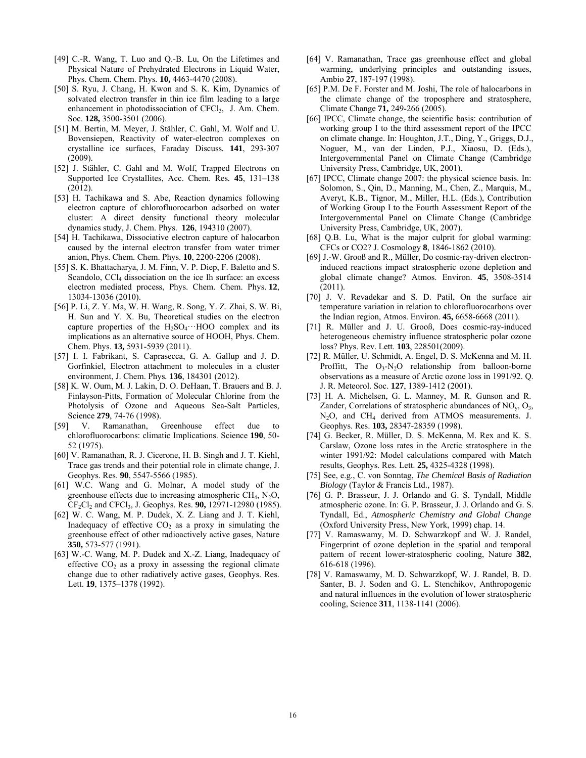[49] C.-R. Wang, T. Luo and Q.-B. Lu, On the Lifetimes and Physical Nature of Prehydrated Electrons in Liquid Water, Phys. Chem. Chem. Phys. **10,** 4463-4470 (2008).

[50] S. Ryu, J. Chang, H. Kwon and S. K. Kim, Dynamics of solvated electron transfer in thin ice film leading to a large enhancement in photodissociation of $CFCl_3$, J. Am. Chem. Soc. **128,** 3500-3501 (2006).

[51] M. Bertin, M. Meyer, J. Stähler, C. Gahl, M. Wolf and U. Bovensiepen, Reactivity of water-electron complexes on crystalline ice surfaces, Faraday Discuss. **141**, 293-307 (2009).

[52] J. Stähler, C. Gahl and M. Wolf, Trapped Electrons on Supported Ice Crystallites, Acc. Chem. Res. **45**, 131–138 (2012).

[53] H. Tachikawa and S. Abe, Reaction dynamics following electron capture of chlorofluorocarbon adsorbed on water cluster: A direct density functional theory molecular dynamics study, J. Chem. Phys. **126**, 194310 (2007).

[54] H. Tachikawa, Dissociative electron capture of halocarbon caused by the internal electron transfer from water trimer anion, Phys. Chem. Chem. Phys. **10**, 2200-2206 (2008).

[55] S. K. Bhattacharya, J. M. Finn, V. P. Diep, F. Baletto and S. Scandolo, $CCl_4$ dissociation on the ice Ih surface: an excess electron mediated process, Phys. Chem. Chem. Phys. **12**, 13034-13036 (2010).

[56] P. Li, Z. Y. Ma, W. H. Wang, R. Song, Y. Z. Zhai, S. W. Bi, H. Sun and Y. X. Bu, Theoretical studies on the electron capture properties of the $H_2SO_4\cdots HOO$ complex and its implications as an alternative source of HOOH, Phys. Chem. Chem. Phys. **13,** 5931-5939 (2011).

[57] I. I. Fabrikant, S. Caprasecca, G. A. Gallup and J. D. Gorfinkiel, Electron attachment to molecules in a cluster environment, J. Chem. Phys. **136**, 184301 (2012).

[58] K. W. Oum, M. J. Lakin, D. O. DeHaan, T. Brauers and B. J. Finlayson-Pitts, Formation of Molecular Chlorine from the Photolysis of Ozone and Aqueous Sea-Salt Particles, Science **279**, 74-76 (1998).

[59] V. Ramanathan, Greenhouse effect due to chlorofluorocarbons: climatic Implications. Science **190**, 50-52 (1975).

[60] V. Ramanathan, R. J. Cicerone, H. B. Singh and J. T. Kiehl, Trace gas trends and their potential role in climate change, J. Geophys. Res. **90**, 5547-5566 (1985).

[61] W.C. Wang and G. Molnar, A model study of the greenhouse effects due to increasing atmospheric $CH_4$, $N_2O$, $CF_2Cl_2$ and $CFCl_3$, J. Geophys. Res. **90,** 12971-12980 (1985).

[62] W. C. Wang, M. P. Dudek, X. Z. Liang and J. T. Kiehl, Inadequacy of effective $CO_2$ as a proxy in simulating the greenhouse effect of other radioactively active gases, Nature **350,** 573-577 (1991).

[63] W.-C. Wang, M. P. Dudek and X.-Z. Liang, Inadequacy of effective $CO_2$ as a proxy in assessing the regional climate change due to other radiatively active gases, Geophys. Res. Lett. **19**, 1375–1378 (1992).

[64] V. Ramanathan, Trace gas greenhouse effect and global warming, underlying principles and outstanding issues, Ambio **27**, 187-197 (1998).

[65] P.M. De F. Forster and M. Joshi, The role of halocarbons in the climate change of the troposphere and stratosphere, Climate Change **71,** 249-266 (2005).

[66] IPCC, Climate change, the scientific basis: contribution of working group I to the third assessment report of the IPCC on climate change. In: Houghton, J.T., Ding, Y., Griggs, D.J., Noguer, M., van der Linden, P.J., Xiaosu, D. (Eds.), Intergovernmental Panel on Climate Change (Cambridge University Press, Cambridge, UK, 2001).

[67] IPCC, Climate change 2007: the physical science basis. In: Solomon, S., Qin, D., Manning, M., Chen, Z., Marquis, M., Averyt, K.B., Tignor, M., Miller, H.L. (Eds.), Contribution of Working Group I to the Fourth Assessment Report of the Intergovernmental Panel on Climate Change (Cambridge University Press, Cambridge, UK, 2007).

[68] Q.B. Lu, What is the major culprit for global warming: CFCs or CO2? J. Cosmology **8**, 1846-1862 (2010).

[69] J.-W. Grooß and R., Müller, Do cosmic-ray-driven electron-induced reactions impact stratospheric ozone depletion and global climate change? Atmos. Environ. **45**, 3508-3514 (2011).

[70] J. V. Revadekar and S. D. Patil, On the surface air temperature variation in relation to chlorofluorocarbons over the Indian region, Atmos. Environ. **45,** 6658-6668 (2011).

[71] R. Müller and J. U. Grooß, Does cosmic-ray-induced heterogeneous chemistry influence stratospheric polar ozone loss? Phys. Rev. Lett. **103**, 228501(2009).

[72] R. Müller, U. Schmidt, A. Engel, D. S. McKenna and M. H. Proffitt, The $O_3$-$N_2O$ relationship from balloon-borne observations as a measure of Arctic ozone loss in 1991/92. Q. J. R. Meteorol. Soc. **127**, 1389-1412 (2001).

[73] H. A. Michelsen, G. L. Manney, M. R. Gunson and R. Zander, Correlations of stratospheric abundances of $NO_y$, $O_3$, $N_2O$, and $CH_4$ derived from ATMOS measurements. J. Geophys. Res. **103,** 28347-28359 (1998).

[74] G. Becker, R. Müller, D. S. McKenna, M. Rex and K. S. Carslaw, Ozone loss rates in the Arctic stratosphere in the winter 1991/92: Model calculations compared with Match results, Geophys. Res. Lett. **25,** 4325-4328 (1998).

[75] See, e.g., C. von Sonntag, *The Chemical Basis of Radiation Biology* (Taylor & Francis Ltd., 1987).

[76] G. P. Brasseur, J. J. Orlando and G. S. Tyndall, Middle atmospheric ozone. In: G. P. Brasseur, J. J. Orlando and G. S. Tyndall, Ed., *Atmospheric Chemistry and Global Change* (Oxford University Press, New York, 1999) chap. 14.

[77] V. Ramaswamy, M. D. Schwarzkopf and W. J. Randel, Fingerprint of ozone depletion in the spatial and temporal pattern of recent lower-stratospheric cooling, Nature **382**, 616-618 (1996).

[78] V. Ramaswamy, M. D. Schwarzkopf, W. J. Randel, B. D. Santer, B. J. Soden and G. L. Stenchikov, Anthropogenic and natural influences in the evolution of lower stratospheric cooling, Science **311**, 1138-1141 (2006).